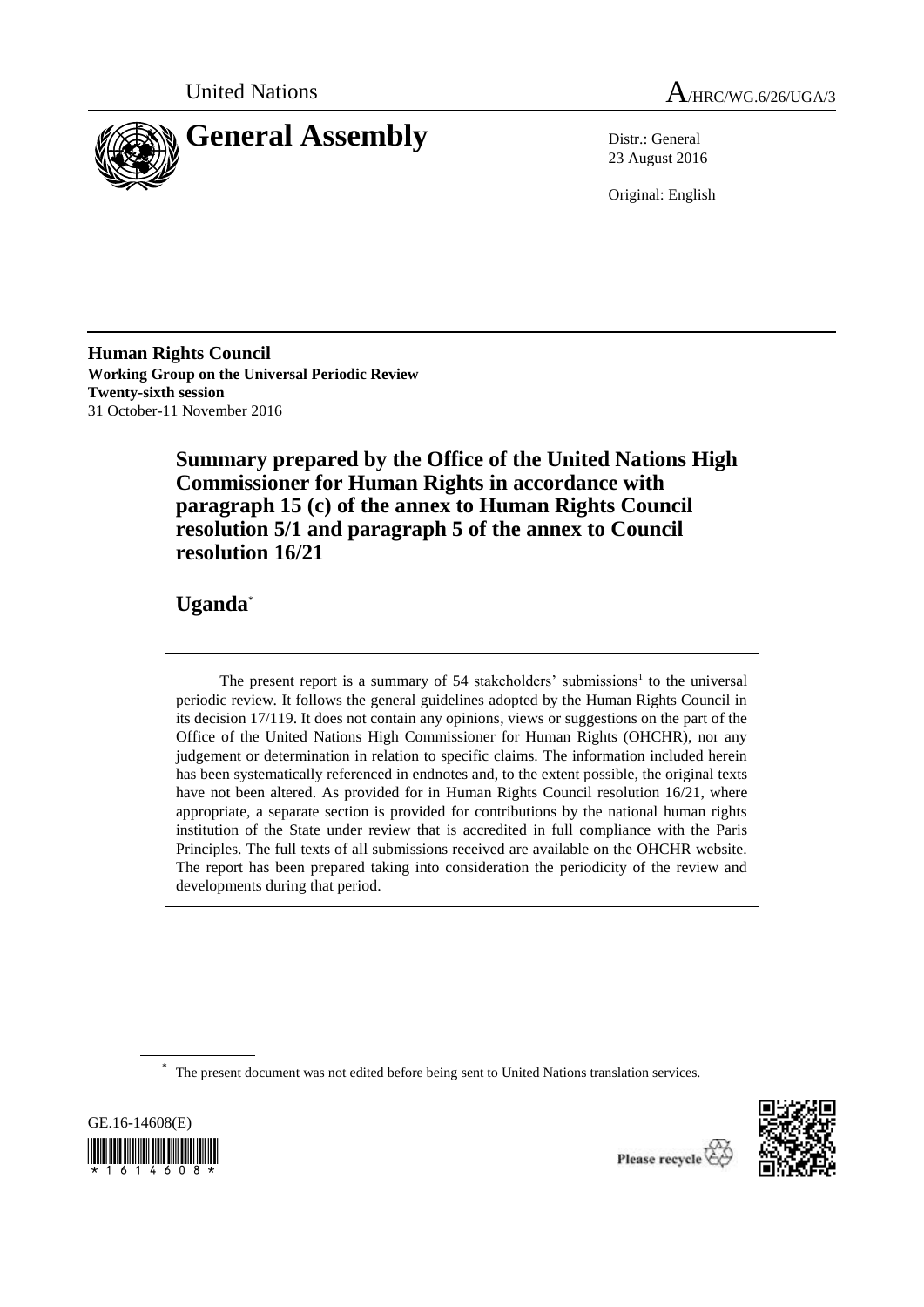United Nations

A/HRC/WG.6/26/UGA/3

# General Assembly

Distr.: General
23 August 2016

Original: English

**Human Rights Council**
**Working Group on the Universal Periodic Review**
**Twenty-sixth session**
31 October-11 November 2016

## Summary prepared by the Office of the United Nations High Commissioner for Human Rights in accordance with paragraph 15 (c) of the annex to Human Rights Council resolution 5/1 and paragraph 5 of the annex to Council resolution 16/21

## Uganda*

The present report is a summary of 54 stakeholders' submissions[1] to the universal periodic review. It follows the general guidelines adopted by the Human Rights Council in its decision 17/119. It does not contain any opinions, views or suggestions on the part of the Office of the United Nations High Commissioner for Human Rights (OHCHR), nor any judgement or determination in relation to specific claims. The information included herein has been systematically referenced in endnotes and, to the extent possible, the original texts have not been altered. As provided for in Human Rights Council resolution 16/21, where appropriate, a separate section is provided for contributions by the national human rights institution of the State under review that is accredited in full compliance with the Paris Principles. The full texts of all submissions received are available on the OHCHR website. The report has been prepared taking into consideration the periodicity of the review and developments during that period.

* The present document was not edited before being sent to United Nations translation services.

GE.16-14608(E)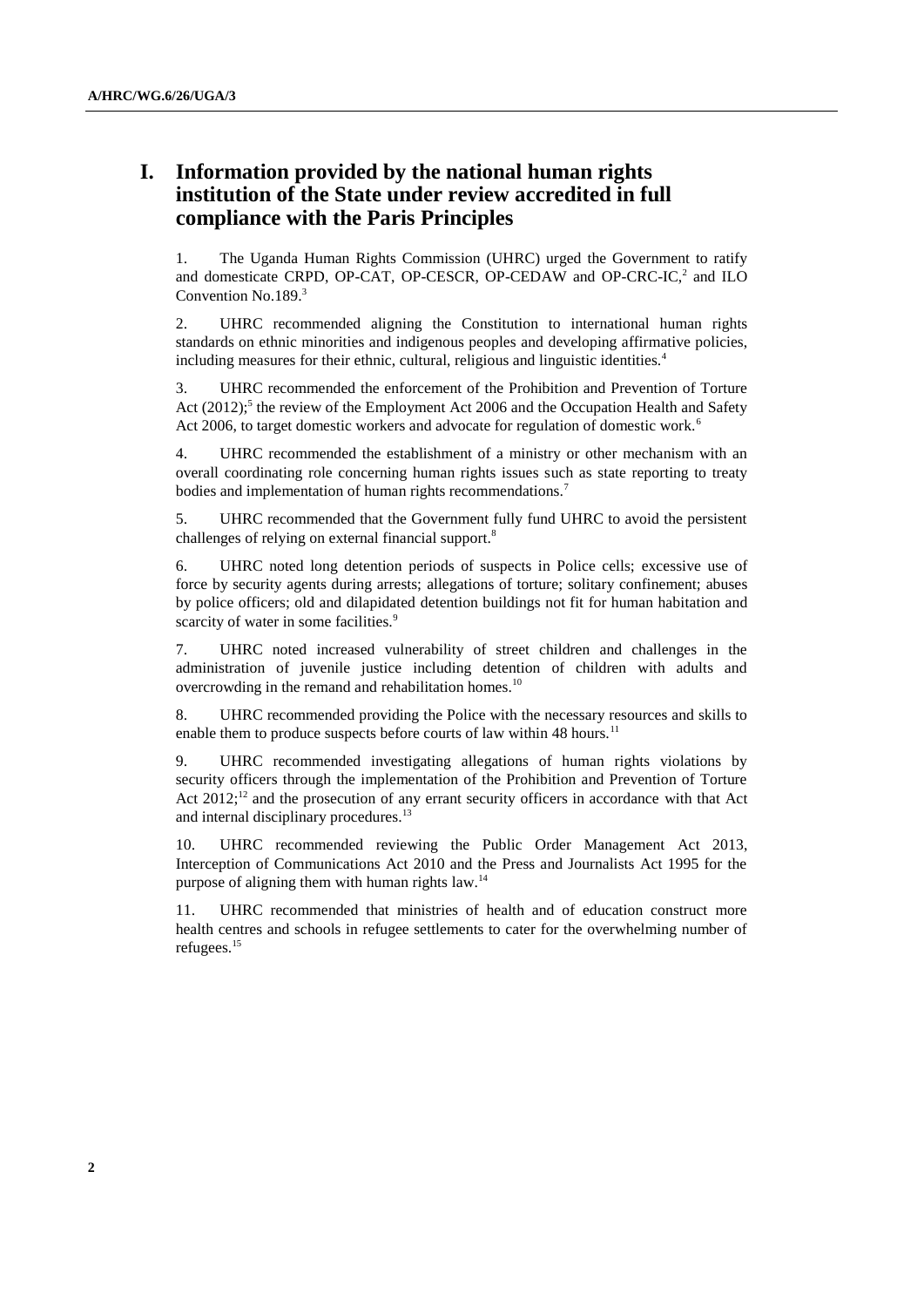# I. Information provided by the national human rights institution of the State under review accredited in full compliance with the Paris Principles

1. The Uganda Human Rights Commission (UHRC) urged the Government to ratify and domesticate CRPD, OP-CAT, OP-CESCR, OP-CEDAW and OP-CRC-IC,[2] and ILO Convention No.189.[3]

2. UHRC recommended aligning the Constitution to international human rights standards on ethnic minorities and indigenous peoples and developing affirmative policies, including measures for their ethnic, cultural, religious and linguistic identities.[4]

3. UHRC recommended the enforcement of the Prohibition and Prevention of Torture Act (2012);[5] the review of the Employment Act 2006 and the Occupation Health and Safety Act 2006, to target domestic workers and advocate for regulation of domestic work.[6]

4. UHRC recommended the establishment of a ministry or other mechanism with an overall coordinating role concerning human rights issues such as state reporting to treaty bodies and implementation of human rights recommendations.[7]

5. UHRC recommended that the Government fully fund UHRC to avoid the persistent challenges of relying on external financial support.[8]

6. UHRC noted long detention periods of suspects in Police cells; excessive use of force by security agents during arrests; allegations of torture; solitary confinement; abuses by police officers; old and dilapidated detention buildings not fit for human habitation and scarcity of water in some facilities.[9]

7. UHRC noted increased vulnerability of street children and challenges in the administration of juvenile justice including detention of children with adults and overcrowding in the remand and rehabilitation homes.[10]

8. UHRC recommended providing the Police with the necessary resources and skills to enable them to produce suspects before courts of law within 48 hours.[11]

9. UHRC recommended investigating allegations of human rights violations by security officers through the implementation of the Prohibition and Prevention of Torture Act 2012;[12] and the prosecution of any errant security officers in accordance with that Act and internal disciplinary procedures.[13]

10. UHRC recommended reviewing the Public Order Management Act 2013, Interception of Communications Act 2010 and the Press and Journalists Act 1995 for the purpose of aligning them with human rights law.[14]

11. UHRC recommended that ministries of health and of education construct more health centres and schools in refugee settlements to cater for the overwhelming number of refugees.[15]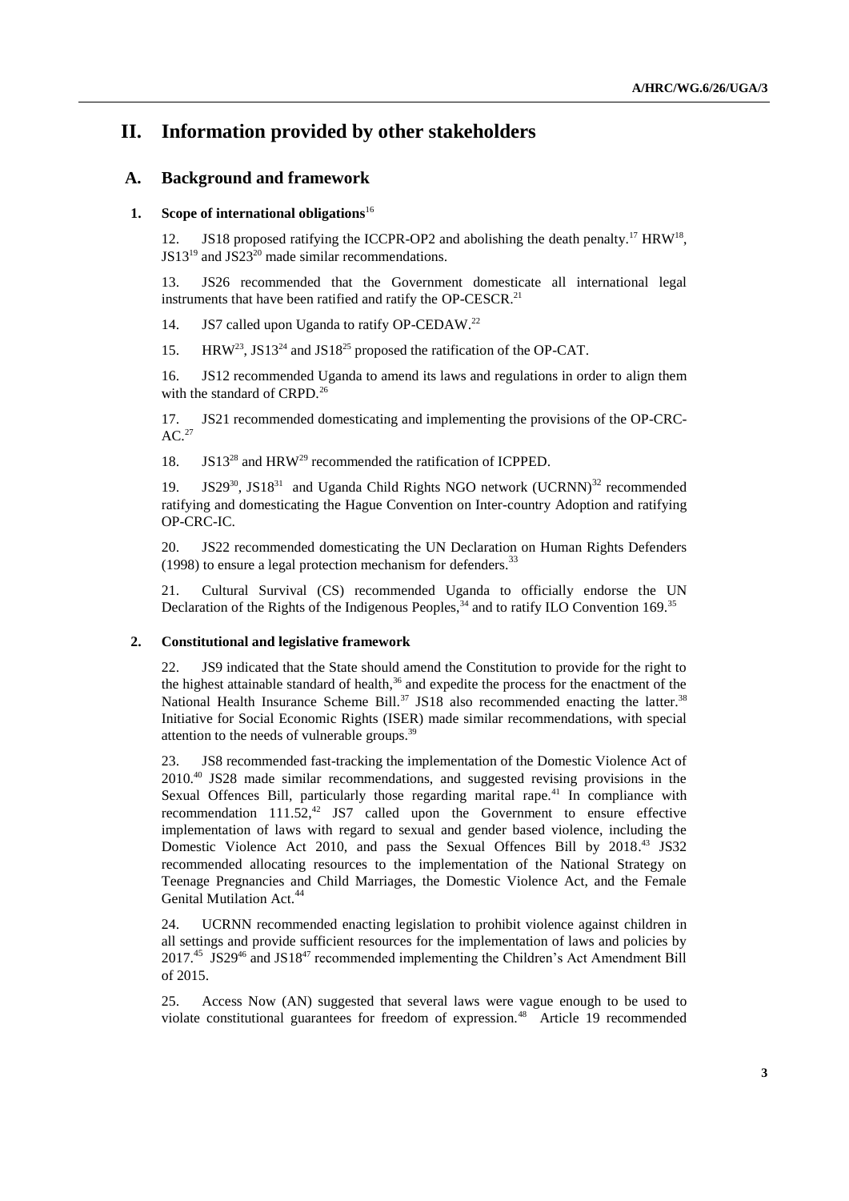# II. Information provided by other stakeholders

## A. Background and framework

### 1. Scope of international obligations[16]

12. JS18 proposed ratifying the ICCPR-OP2 and abolishing the death penalty.[17] HRW[18], JS13[19] and JS23[20] made similar recommendations.

13. JS26 recommended that the Government domesticate all international legal instruments that have been ratified and ratify the OP-CESCR.[21]

14. JS7 called upon Uganda to ratify OP-CEDAW.[22]

15. HRW[23], JS13[24] and JS18[25] proposed the ratification of the OP-CAT.

16. JS12 recommended Uganda to amend its laws and regulations in order to align them with the standard of CRPD.[26]

17. JS21 recommended domesticating and implementing the provisions of the OP-CRC-AC.[27]

18. JS13[28] and HRW[29] recommended the ratification of ICPPED.

19. JS29[30], JS18[31] and Uganda Child Rights NGO network (UCRNN)[32] recommended ratifying and domesticating the Hague Convention on Inter-country Adoption and ratifying OP-CRC-IC.

20. JS22 recommended domesticating the UN Declaration on Human Rights Defenders (1998) to ensure a legal protection mechanism for defenders.[33]

21. Cultural Survival (CS) recommended Uganda to officially endorse the UN Declaration of the Rights of the Indigenous Peoples,[34] and to ratify ILO Convention 169.[35]

### 2. Constitutional and legislative framework

22. JS9 indicated that the State should amend the Constitution to provide for the right to the highest attainable standard of health,[36] and expedite the process for the enactment of the National Health Insurance Scheme Bill.[37] JS18 also recommended enacting the latter.[38] Initiative for Social Economic Rights (ISER) made similar recommendations, with special attention to the needs of vulnerable groups.[39]

23. JS8 recommended fast-tracking the implementation of the Domestic Violence Act of 2010.[40] JS28 made similar recommendations, and suggested revising provisions in the Sexual Offences Bill, particularly those regarding marital rape.[41] In compliance with recommendation 111.52,[42] JS7 called upon the Government to ensure effective implementation of laws with regard to sexual and gender based violence, including the Domestic Violence Act 2010, and pass the Sexual Offences Bill by 2018.[43] JS32 recommended allocating resources to the implementation of the National Strategy on Teenage Pregnancies and Child Marriages, the Domestic Violence Act, and the Female Genital Mutilation Act.[44]

24. UCRNN recommended enacting legislation to prohibit violence against children in all settings and provide sufficient resources for the implementation of laws and policies by 2017.[45] JS29[46] and JS18[47] recommended implementing the Children's Act Amendment Bill of 2015.

25. Access Now (AN) suggested that several laws were vague enough to be used to violate constitutional guarantees for freedom of expression.[48] Article 19 recommended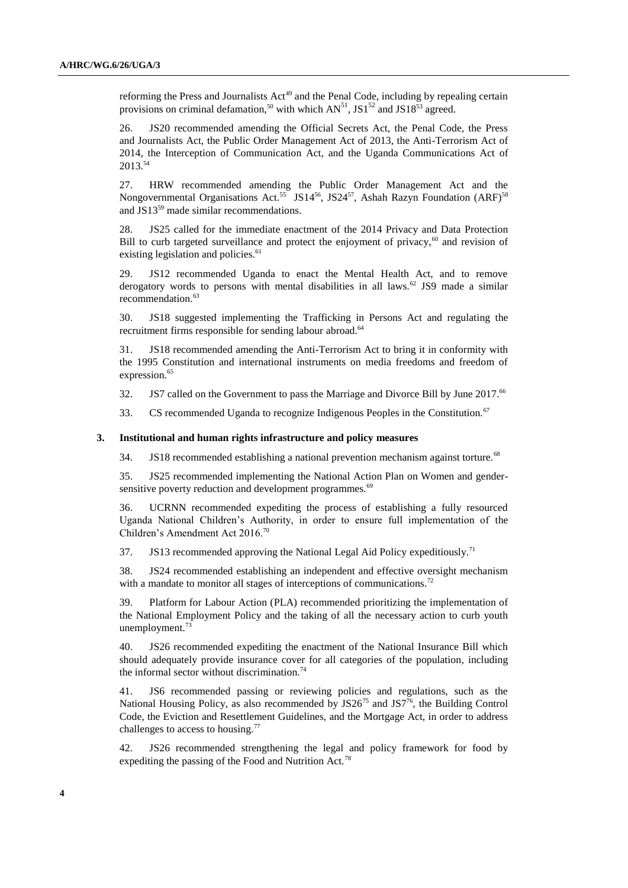reforming the Press and Journalists Act[49] and the Penal Code, including by repealing certain provisions on criminal defamation,[50] with which AN[51], JS1[52] and JS18[53] agreed.

26. JS20 recommended amending the Official Secrets Act, the Penal Code, the Press and Journalists Act, the Public Order Management Act of 2013, the Anti-Terrorism Act of 2014, the Interception of Communication Act, and the Uganda Communications Act of 2013.[54]

27. HRW recommended amending the Public Order Management Act and the Nongovernmental Organisations Act.[55] JS14[56], JS24[57], Ashah Razyn Foundation (ARF)[58] and JS13[59] made similar recommendations.

28. JS25 called for the immediate enactment of the 2014 Privacy and Data Protection Bill to curb targeted surveillance and protect the enjoyment of privacy,[60] and revision of existing legislation and policies.[61]

29. JS12 recommended Uganda to enact the Mental Health Act, and to remove derogatory words to persons with mental disabilities in all laws.[62] JS9 made a similar recommendation.[63]

30. JS18 suggested implementing the Trafficking in Persons Act and regulating the recruitment firms responsible for sending labour abroad.[64]

31. JS18 recommended amending the Anti-Terrorism Act to bring it in conformity with the 1995 Constitution and international instruments on media freedoms and freedom of expression.[65]

32. JS7 called on the Government to pass the Marriage and Divorce Bill by June 2017.[66]

33. CS recommended Uganda to recognize Indigenous Peoples in the Constitution.[67]

### 3. Institutional and human rights infrastructure and policy measures

34. JS18 recommended establishing a national prevention mechanism against torture.[68]

35. JS25 recommended implementing the National Action Plan on Women and gender-sensitive poverty reduction and development programmes.[69]

36. UCRNN recommended expediting the process of establishing a fully resourced Uganda National Children's Authority, in order to ensure full implementation of the Children's Amendment Act 2016.[70]

37. JS13 recommended approving the National Legal Aid Policy expeditiously.[71]

38. JS24 recommended establishing an independent and effective oversight mechanism with a mandate to monitor all stages of interceptions of communications.[72]

39. Platform for Labour Action (PLA) recommended prioritizing the implementation of the National Employment Policy and the taking of all the necessary action to curb youth unemployment.[73]

40. JS26 recommended expediting the enactment of the National Insurance Bill which should adequately provide insurance cover for all categories of the population, including the informal sector without discrimination.[74]

41. JS6 recommended passing or reviewing policies and regulations, such as the National Housing Policy, as also recommended by JS26[75] and JS7[76], the Building Control Code, the Eviction and Resettlement Guidelines, and the Mortgage Act, in order to address challenges to access to housing.[77]

42. JS26 recommended strengthening the legal and policy framework for food by expediting the passing of the Food and Nutrition Act.[78]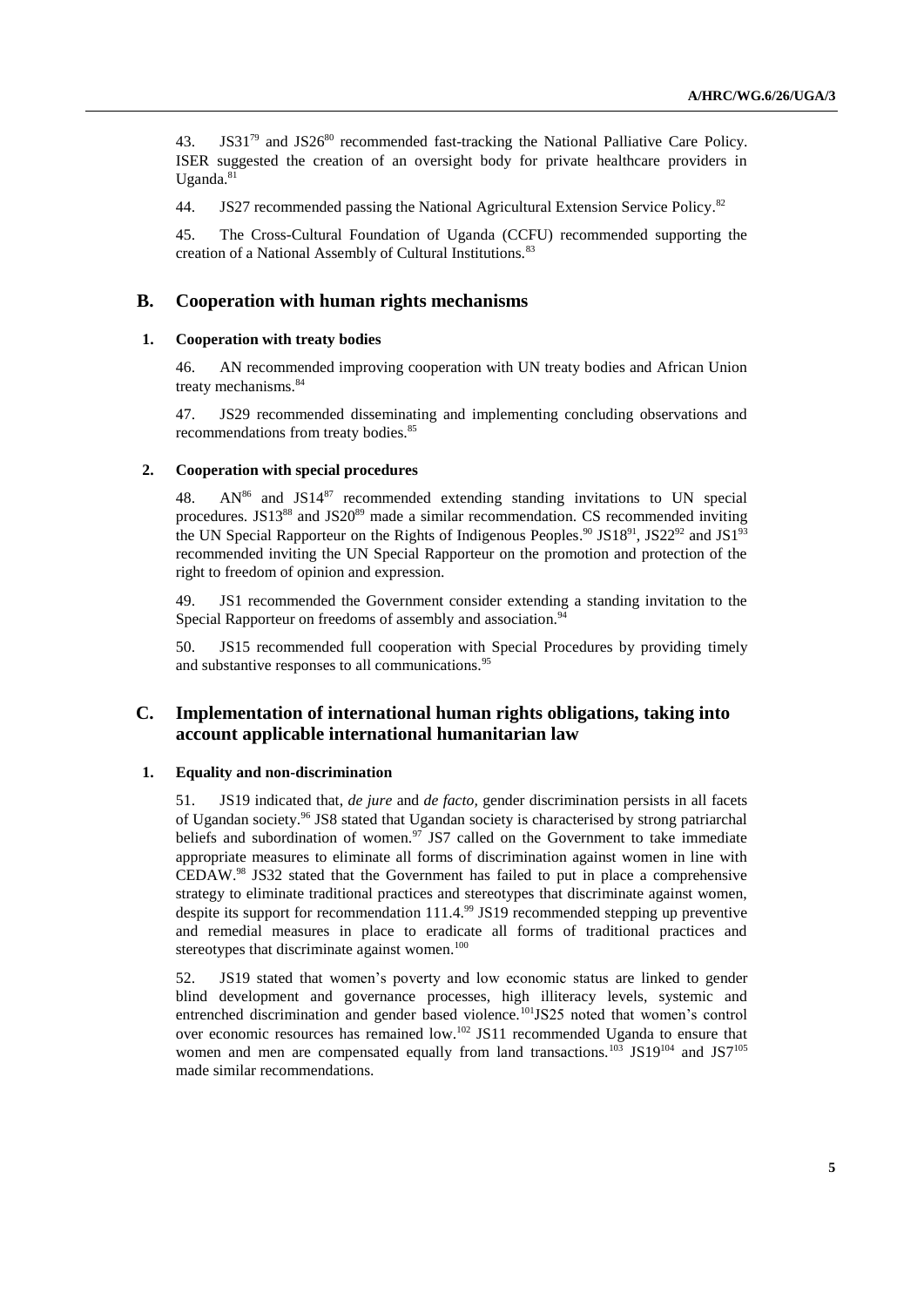43. JS31[79] and JS26[80] recommended fast-tracking the National Palliative Care Policy. ISER suggested the creation of an oversight body for private healthcare providers in Uganda.[81]

44. JS27 recommended passing the National Agricultural Extension Service Policy.[82]

45. The Cross-Cultural Foundation of Uganda (CCFU) recommended supporting the creation of a National Assembly of Cultural Institutions.[83]

## B. Cooperation with human rights mechanisms

### 1. Cooperation with treaty bodies

46. AN recommended improving cooperation with UN treaty bodies and African Union treaty mechanisms.[84]

47. JS29 recommended disseminating and implementing concluding observations and recommendations from treaty bodies.[85]

### 2. Cooperation with special procedures

48. AN[86] and JS14[87] recommended extending standing invitations to UN special procedures. JS13[88] and JS20[89] made a similar recommendation. CS recommended inviting the UN Special Rapporteur on the Rights of Indigenous Peoples.[90] JS18[91], JS22[92] and JS1[93] recommended inviting the UN Special Rapporteur on the promotion and protection of the right to freedom of opinion and expression.

49. JS1 recommended the Government consider extending a standing invitation to the Special Rapporteur on freedoms of assembly and association.[94]

50. JS15 recommended full cooperation with Special Procedures by providing timely and substantive responses to all communications.[95]

## C. Implementation of international human rights obligations, taking into account applicable international humanitarian law

### 1. Equality and non-discrimination

51. JS19 indicated that, *de jure* and *de facto*, gender discrimination persists in all facets of Ugandan society.[96] JS8 stated that Ugandan society is characterised by strong patriarchal beliefs and subordination of women.[97] JS7 called on the Government to take immediate appropriate measures to eliminate all forms of discrimination against women in line with CEDAW.[98] JS32 stated that the Government has failed to put in place a comprehensive strategy to eliminate traditional practices and stereotypes that discriminate against women, despite its support for recommendation 111.4.[99] JS19 recommended stepping up preventive and remedial measures in place to eradicate all forms of traditional practices and stereotypes that discriminate against women.[100]

52. JS19 stated that women's poverty and low economic status are linked to gender blind development and governance processes, high illiteracy levels, systemic and entrenched discrimination and gender based violence.[101]JS25 noted that women's control over economic resources has remained low.[102] JS11 recommended Uganda to ensure that women and men are compensated equally from land transactions.[103] JS19[104] and JS7[105] made similar recommendations.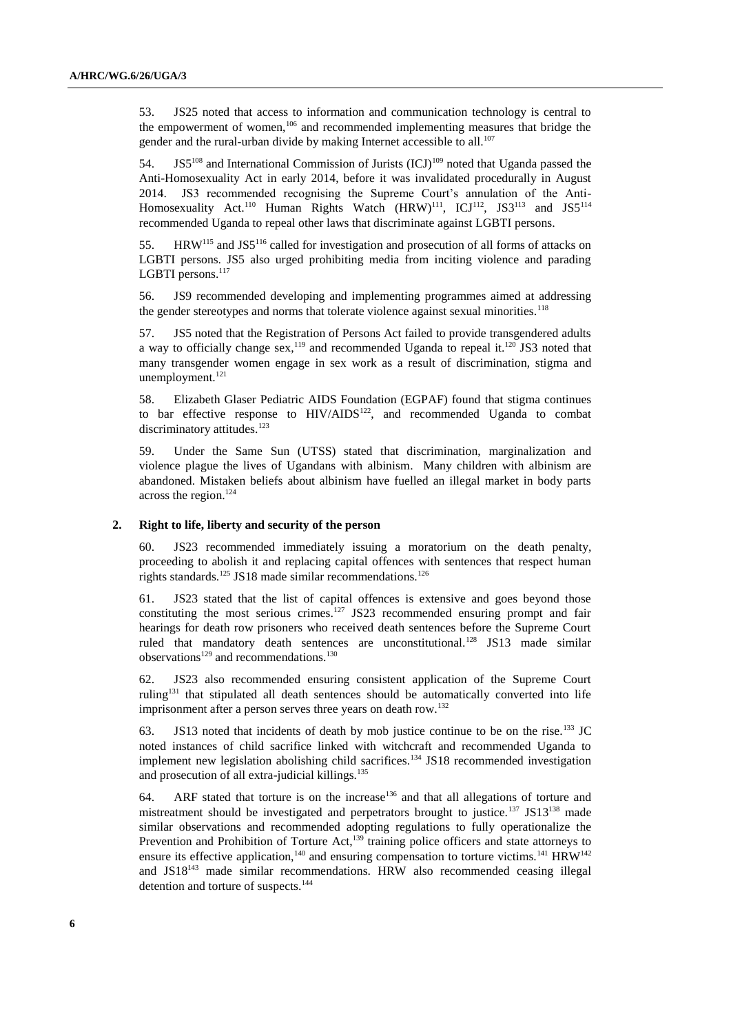53. JS25 noted that access to information and communication technology is central to the empowerment of women,[106] and recommended implementing measures that bridge the gender and the rural-urban divide by making Internet accessible to all.[107]

54. JS5[108] and International Commission of Jurists (ICJ)[109] noted that Uganda passed the Anti-Homosexuality Act in early 2014, before it was invalidated procedurally in August 2014. JS3 recommended recognising the Supreme Court's annulation of the Anti-Homosexuality Act.[110] Human Rights Watch (HRW)[111], ICJ[112], JS3[113] and JS5[114] recommended Uganda to repeal other laws that discriminate against LGBTI persons.

55. HRW[115] and JS5[116] called for investigation and prosecution of all forms of attacks on LGBTI persons. JS5 also urged prohibiting media from inciting violence and parading LGBTI persons.[117]

56. JS9 recommended developing and implementing programmes aimed at addressing the gender stereotypes and norms that tolerate violence against sexual minorities.[118]

57. JS5 noted that the Registration of Persons Act failed to provide transgendered adults a way to officially change sex,[119] and recommended Uganda to repeal it.[120] JS3 noted that many transgender women engage in sex work as a result of discrimination, stigma and unemployment.[121]

58. Elizabeth Glaser Pediatric AIDS Foundation (EGPAF) found that stigma continues to bar effective response to HIV/AIDS[122], and recommended Uganda to combat discriminatory attitudes.[123]

59. Under the Same Sun (UTSS) stated that discrimination, marginalization and violence plague the lives of Ugandans with albinism. Many children with albinism are abandoned. Mistaken beliefs about albinism have fuelled an illegal market in body parts across the region.[124]

### 2. Right to life, liberty and security of the person

60. JS23 recommended immediately issuing a moratorium on the death penalty, proceeding to abolish it and replacing capital offences with sentences that respect human rights standards.[125] JS18 made similar recommendations.[126]

61. JS23 stated that the list of capital offences is extensive and goes beyond those constituting the most serious crimes.[127] JS23 recommended ensuring prompt and fair hearings for death row prisoners who received death sentences before the Supreme Court ruled that mandatory death sentences are unconstitutional.[128] JS13 made similar observations[129] and recommendations.[130]

62. JS23 also recommended ensuring consistent application of the Supreme Court ruling[131] that stipulated all death sentences should be automatically converted into life imprisonment after a person serves three years on death row.[132]

63. JS13 noted that incidents of death by mob justice continue to be on the rise.[133] JC noted instances of child sacrifice linked with witchcraft and recommended Uganda to implement new legislation abolishing child sacrifices.[134] JS18 recommended investigation and prosecution of all extra-judicial killings.[135]

64. ARF stated that torture is on the increase[136] and that all allegations of torture and mistreatment should be investigated and perpetrators brought to justice.[137] JS13[138] made similar observations and recommended adopting regulations to fully operationalize the Prevention and Prohibition of Torture Act,[139] training police officers and state attorneys to ensure its effective application,[140] and ensuring compensation to torture victims.[141] HRW[142] and JS18[143] made similar recommendations. HRW also recommended ceasing illegal detention and torture of suspects.[144]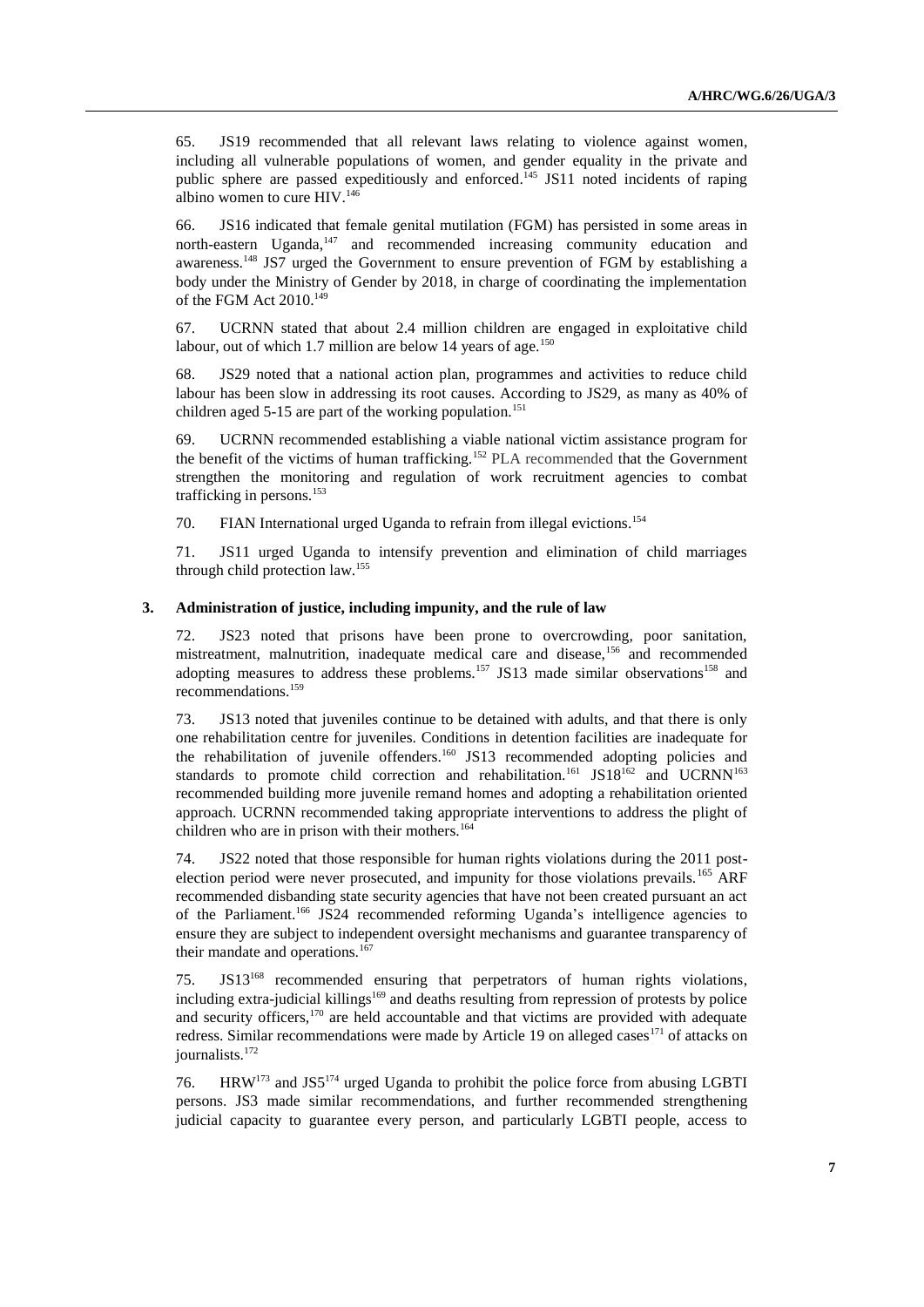65. JS19 recommended that all relevant laws relating to violence against women, including all vulnerable populations of women, and gender equality in the private and public sphere are passed expeditiously and enforced.[145] JS11 noted incidents of raping albino women to cure HIV.[146]

66. JS16 indicated that female genital mutilation (FGM) has persisted in some areas in north-eastern Uganda,[147] and recommended increasing community education and awareness.[148] JS7 urged the Government to ensure prevention of FGM by establishing a body under the Ministry of Gender by 2018, in charge of coordinating the implementation of the FGM Act 2010.[149]

67. UCRNN stated that about 2.4 million children are engaged in exploitative child labour, out of which 1.7 million are below 14 years of age.[150]

68. JS29 noted that a national action plan, programmes and activities to reduce child labour has been slow in addressing its root causes. According to JS29, as many as 40% of children aged 5-15 are part of the working population.[151]

69. UCRNN recommended establishing a viable national victim assistance program for the benefit of the victims of human trafficking.[152] PLA recommended that the Government strengthen the monitoring and regulation of work recruitment agencies to combat trafficking in persons.[153]

70. FIAN International urged Uganda to refrain from illegal evictions.[154]

71. JS11 urged Uganda to intensify prevention and elimination of child marriages through child protection law.[155]

### 3. Administration of justice, including impunity, and the rule of law

72. JS23 noted that prisons have been prone to overcrowding, poor sanitation, mistreatment, malnutrition, inadequate medical care and disease,[156] and recommended adopting measures to address these problems.[157] JS13 made similar observations[158] and recommendations.[159]

73. JS13 noted that juveniles continue to be detained with adults, and that there is only one rehabilitation centre for juveniles. Conditions in detention facilities are inadequate for the rehabilitation of juvenile offenders.[160] JS13 recommended adopting policies and standards to promote child correction and rehabilitation.[161] JS18[162] and UCRNN[163] recommended building more juvenile remand homes and adopting a rehabilitation oriented approach. UCRNN recommended taking appropriate interventions to address the plight of children who are in prison with their mothers.[164]

74. JS22 noted that those responsible for human rights violations during the 2011 post-election period were never prosecuted, and impunity for those violations prevails.[165] ARF recommended disbanding state security agencies that have not been created pursuant an act of the Parliament.[166] JS24 recommended reforming Uganda's intelligence agencies to ensure they are subject to independent oversight mechanisms and guarantee transparency of their mandate and operations.[167]

75. JS13[168] recommended ensuring that perpetrators of human rights violations, including extra-judicial killings[169] and deaths resulting from repression of protests by police and security officers,[170] are held accountable and that victims are provided with adequate redress. Similar recommendations were made by Article 19 on alleged cases[171] of attacks on journalists.[172]

76. HRW[173] and JS5[174] urged Uganda to prohibit the police force from abusing LGBTI persons. JS3 made similar recommendations, and further recommended strengthening judicial capacity to guarantee every person, and particularly LGBTI people, access to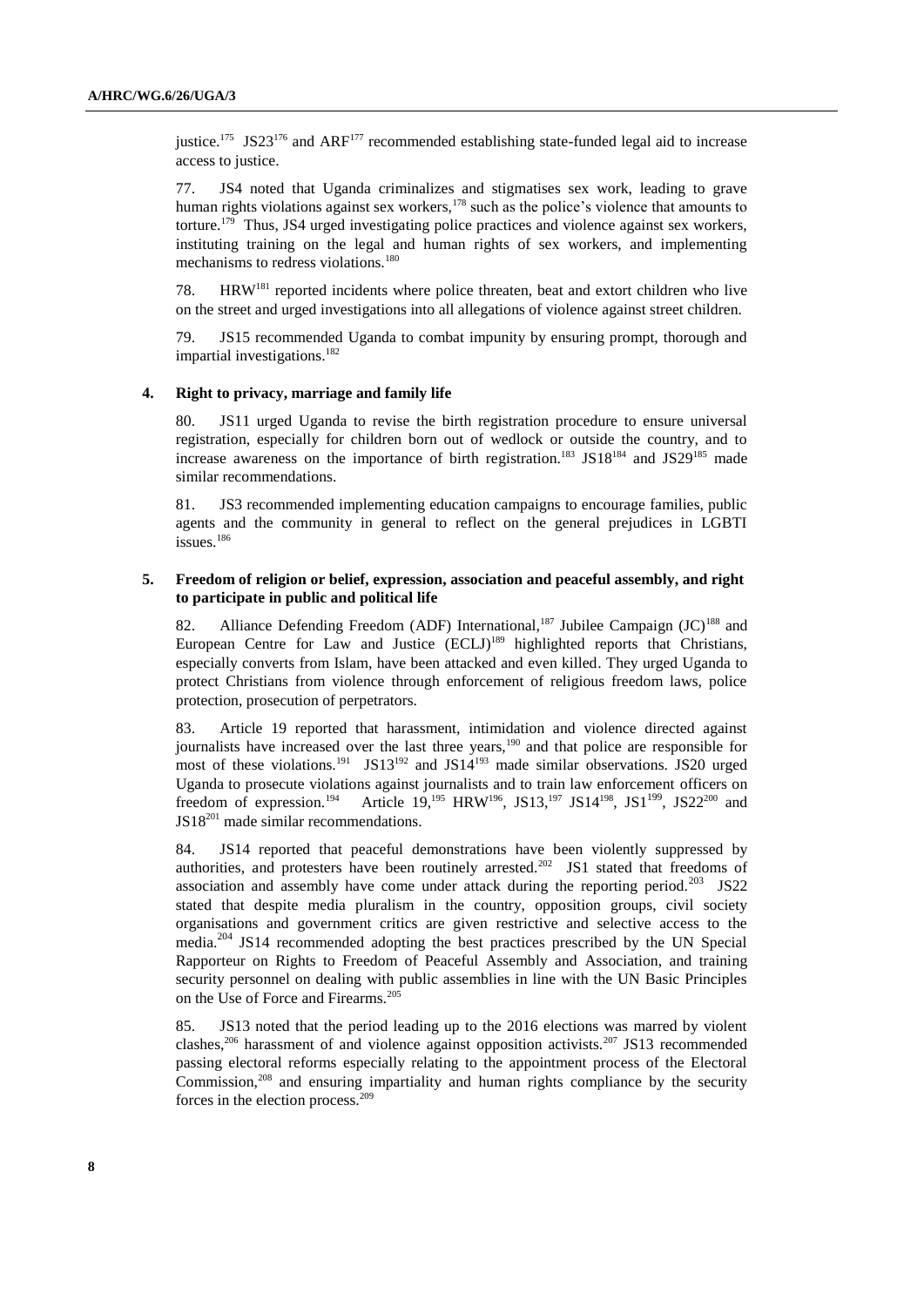justice.[175] JS23[176] and ARF[177] recommended establishing state-funded legal aid to increase access to justice.

77. JS4 noted that Uganda criminalizes and stigmatises sex work, leading to grave human rights violations against sex workers,[178] such as the police's violence that amounts to torture.[179] Thus, JS4 urged investigating police practices and violence against sex workers, instituting training on the legal and human rights of sex workers, and implementing mechanisms to redress violations.[180]

78. HRW[181] reported incidents where police threaten, beat and extort children who live on the street and urged investigations into all allegations of violence against street children.

79. JS15 recommended Uganda to combat impunity by ensuring prompt, thorough and impartial investigations.[182]

### 4. Right to privacy, marriage and family life

80. JS11 urged Uganda to revise the birth registration procedure to ensure universal registration, especially for children born out of wedlock or outside the country, and to increase awareness on the importance of birth registration.[183] JS18[184] and JS29[185] made similar recommendations.

81. JS3 recommended implementing education campaigns to encourage families, public agents and the community in general to reflect on the general prejudices in LGBTI issues.[186]

### 5. Freedom of religion or belief, expression, association and peaceful assembly, and right to participate in public and political life

82. Alliance Defending Freedom (ADF) International,[187] Jubilee Campaign (JC)[188] and European Centre for Law and Justice (ECLJ)[189] highlighted reports that Christians, especially converts from Islam, have been attacked and even killed. They urged Uganda to protect Christians from violence through enforcement of religious freedom laws, police protection, prosecution of perpetrators.

83. Article 19 reported that harassment, intimidation and violence directed against journalists have increased over the last three years,[190] and that police are responsible for most of these violations.[191] JS13[192] and JS14[193] made similar observations. JS20 urged Uganda to prosecute violations against journalists and to train law enforcement officers on freedom of expression.[194] Article 19,[195] HRW[196], JS13,[197] JS14[198], JS1[199], JS22[200] and JS18[201] made similar recommendations.

84. JS14 reported that peaceful demonstrations have been violently suppressed by authorities, and protesters have been routinely arrested.[202] JS1 stated that freedoms of association and assembly have come under attack during the reporting period.[203] JS22 stated that despite media pluralism in the country, opposition groups, civil society organisations and government critics are given restrictive and selective access to the media.[204] JS14 recommended adopting the best practices prescribed by the UN Special Rapporteur on Rights to Freedom of Peaceful Assembly and Association, and training security personnel on dealing with public assemblies in line with the UN Basic Principles on the Use of Force and Firearms.[205]

85. JS13 noted that the period leading up to the 2016 elections was marred by violent clashes,[206] harassment of and violence against opposition activists.[207] JS13 recommended passing electoral reforms especially relating to the appointment process of the Electoral Commission,[208] and ensuring impartiality and human rights compliance by the security forces in the election process.[209]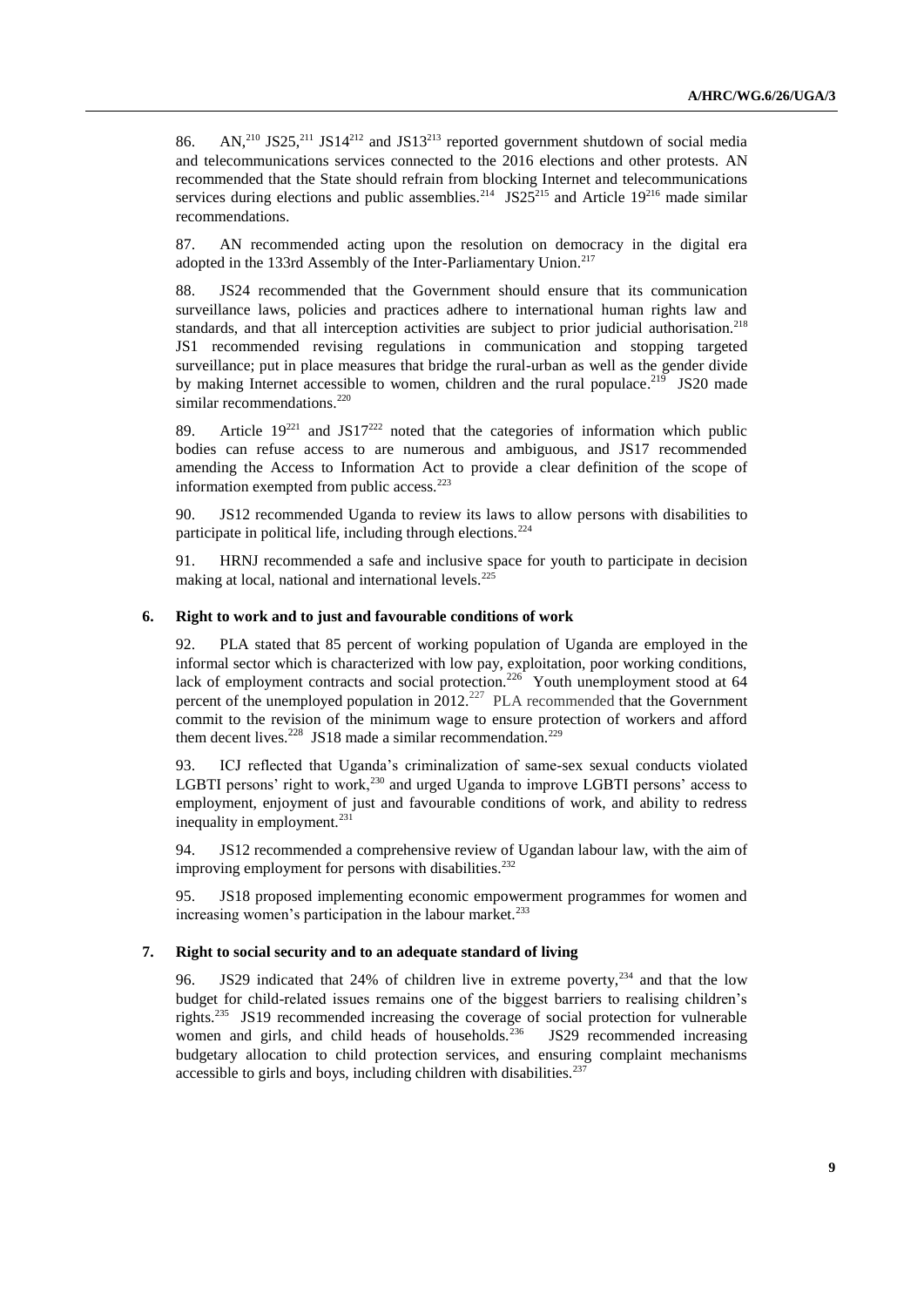86. AN,[210] JS25,[211] JS14[212] and JS13[213] reported government shutdown of social media and telecommunications services connected to the 2016 elections and other protests. AN recommended that the State should refrain from blocking Internet and telecommunications services during elections and public assemblies.[214] JS25[215] and Article 19[216] made similar recommendations.

87. AN recommended acting upon the resolution on democracy in the digital era adopted in the 133rd Assembly of the Inter-Parliamentary Union.[217]

88. JS24 recommended that the Government should ensure that its communication surveillance laws, policies and practices adhere to international human rights law and standards, and that all interception activities are subject to prior judicial authorisation.[218] JS1 recommended revising regulations in communication and stopping targeted surveillance; put in place measures that bridge the rural-urban as well as the gender divide by making Internet accessible to women, children and the rural populace.[219] JS20 made similar recommendations.[220]

89. Article 19[221] and JS17[222] noted that the categories of information which public bodies can refuse access to are numerous and ambiguous, and JS17 recommended amending the Access to Information Act to provide a clear definition of the scope of information exempted from public access.[223]

90. JS12 recommended Uganda to review its laws to allow persons with disabilities to participate in political life, including through elections.[224]

91. HRNJ recommended a safe and inclusive space for youth to participate in decision making at local, national and international levels.[225]

### 6. Right to work and to just and favourable conditions of work

92. PLA stated that 85 percent of working population of Uganda are employed in the informal sector which is characterized with low pay, exploitation, poor working conditions, lack of employment contracts and social protection.[226] Youth unemployment stood at 64 percent of the unemployed population in 2012.[227] PLA recommended that the Government commit to the revision of the minimum wage to ensure protection of workers and afford them decent lives.[228] JS18 made a similar recommendation.[229]

93. ICJ reflected that Uganda's criminalization of same-sex sexual conducts violated LGBTI persons' right to work,[230] and urged Uganda to improve LGBTI persons' access to employment, enjoyment of just and favourable conditions of work, and ability to redress inequality in employment.[231]

94. JS12 recommended a comprehensive review of Ugandan labour law, with the aim of improving employment for persons with disabilities.[232]

95. JS18 proposed implementing economic empowerment programmes for women and increasing women's participation in the labour market.[233]

### 7. Right to social security and to an adequate standard of living

96. JS29 indicated that 24% of children live in extreme poverty,[234] and that the low budget for child-related issues remains one of the biggest barriers to realising children's rights.[235] JS19 recommended increasing the coverage of social protection for vulnerable women and girls, and child heads of households.[236] JS29 recommended increasing budgetary allocation to child protection services, and ensuring complaint mechanisms accessible to girls and boys, including children with disabilities.[237]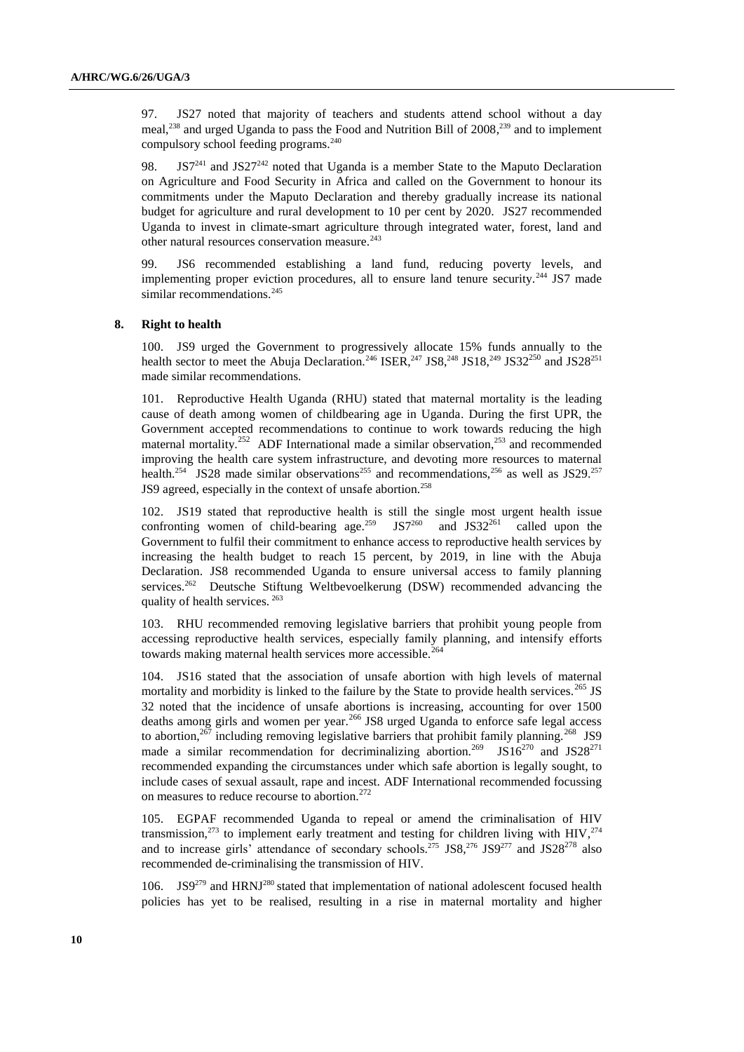97. JS27 noted that majority of teachers and students attend school without a day meal,[238] and urged Uganda to pass the Food and Nutrition Bill of 2008,[239] and to implement compulsory school feeding programs.[240]

98. JS7[241] and JS27[242] noted that Uganda is a member State to the Maputo Declaration on Agriculture and Food Security in Africa and called on the Government to honour its commitments under the Maputo Declaration and thereby gradually increase its national budget for agriculture and rural development to 10 per cent by 2020. JS27 recommended Uganda to invest in climate-smart agriculture through integrated water, forest, land and other natural resources conservation measure.[243]

99. JS6 recommended establishing a land fund, reducing poverty levels, and implementing proper eviction procedures, all to ensure land tenure security.[244] JS7 made similar recommendations.[245]

### 8. Right to health

100. JS9 urged the Government to progressively allocate 15% funds annually to the health sector to meet the Abuja Declaration.[246] ISER,[247] JS8,[248] JS18,[249] JS32[250] and JS28[251] made similar recommendations.

101. Reproductive Health Uganda (RHU) stated that maternal mortality is the leading cause of death among women of childbearing age in Uganda. During the first UPR, the Government accepted recommendations to continue to work towards reducing the high maternal mortality.[252] ADF International made a similar observation,[253] and recommended improving the health care system infrastructure, and devoting more resources to maternal health.[254] JS28 made similar observations[255] and recommendations,[256] as well as JS29.[257] JS9 agreed, especially in the context of unsafe abortion.[258]

102. JS19 stated that reproductive health is still the single most urgent health issue confronting women of child-bearing age.[259] JS7[260] and JS32[261] called upon the Government to fulfil their commitment to enhance access to reproductive health services by increasing the health budget to reach 15 percent, by 2019, in line with the Abuja Declaration. JS8 recommended Uganda to ensure universal access to family planning services.[262] Deutsche Stiftung Weltbevoelkerung (DSW) recommended advancing the quality of health services.[263]

103. RHU recommended removing legislative barriers that prohibit young people from accessing reproductive health services, especially family planning, and intensify efforts towards making maternal health services more accessible.[264]

104. JS16 stated that the association of unsafe abortion with high levels of maternal mortality and morbidity is linked to the failure by the State to provide health services.[265] JS 32 noted that the incidence of unsafe abortions is increasing, accounting for over 1500 deaths among girls and women per year.[266] JS8 urged Uganda to enforce safe legal access to abortion,[267] including removing legislative barriers that prohibit family planning.[268] JS9 made a similar recommendation for decriminalizing abortion.[269] JS16[270] and JS28[271] recommended expanding the circumstances under which safe abortion is legally sought, to include cases of sexual assault, rape and incest. ADF International recommended focussing on measures to reduce recourse to abortion.[272]

105. EGPAF recommended Uganda to repeal or amend the criminalisation of HIV transmission,[273] to implement early treatment and testing for children living with HIV,[274] and to increase girls' attendance of secondary schools.[275] JS8,[276] JS9[277] and JS28[278] also recommended de-criminalising the transmission of HIV.

106. JS9[279] and HRNJ[280] stated that implementation of national adolescent focused health policies has yet to be realised, resulting in a rise in maternal mortality and higher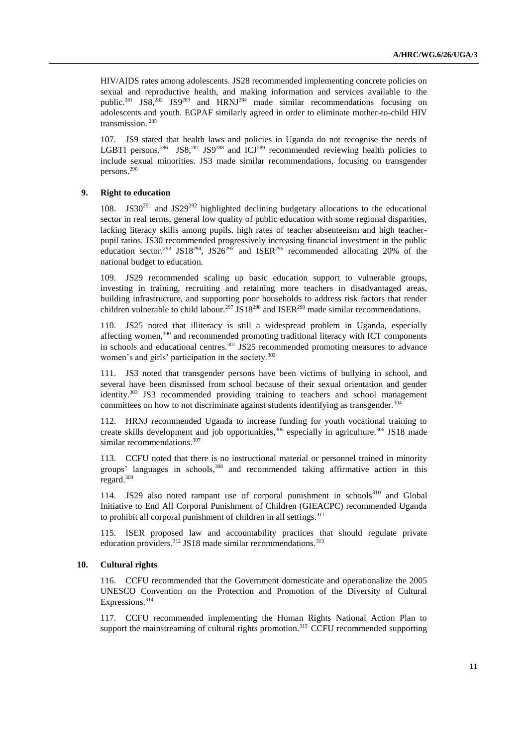HIV/AIDS rates among adolescents. JS28 recommended implementing concrete policies on sexual and reproductive health, and making information and services available to the public.[281] JS8,[282] JS9[283] and HRNJ[284] made similar recommendations focusing on adolescents and youth. EGPAF similarly agreed in order to eliminate mother-to-child HIV transmission.[285]

107. JS9 stated that health laws and policies in Uganda do not recognise the needs of LGBTI persons.[286] JS8,[287] JS9[288] and ICJ[289] recommended reviewing health policies to include sexual minorities. JS3 made similar recommendations, focusing on transgender persons.[290]

### 9. Right to education

108. JS30[291] and JS29[292] highlighted declining budgetary allocations to the educational sector in real terms, general low quality of public education with some regional disparities, lacking literacy skills among pupils, high rates of teacher absenteeism and high teacher-pupil ratios. JS30 recommended progressively increasing financial investment in the public education sector.[293] JS18[294], JS26[295] and ISER[296] recommended allocating 20% of the national budget to education.

109. JS29 recommended scaling up basic education support to vulnerable groups, investing in training, recruiting and retaining more teachers in disadvantaged areas, building infrastructure, and supporting poor households to address risk factors that render children vulnerable to child labour.[297] JS18[298] and ISER[299] made similar recommendations.

110. JS25 noted that illiteracy is still a widespread problem in Uganda, especially affecting women,[300] and recommended promoting traditional literacy with ICT components in schools and educational centres.[301] JS25 recommended promoting measures to advance women's and girls' participation in the society.[302]

111. JS3 noted that transgender persons have been victims of bullying in school, and several have been dismissed from school because of their sexual orientation and gender identity.[303] JS3 recommended providing training to teachers and school management committees on how to not discriminate against students identifying as transgender.[304]

112. HRNJ recommended Uganda to increase funding for youth vocational training to create skills development and job opportunities,[305] especially in agriculture.[306] JS18 made similar recommendations.[307]

113. CCFU noted that there is no instructional material or personnel trained in minority groups' languages in schools,[308] and recommended taking affirmative action in this regard.[309]

114. JS29 also noted rampant use of corporal punishment in schools[310] and Global Initiative to End All Corporal Punishment of Children (GIEACPC) recommended Uganda to prohibit all corporal punishment of children in all settings.[311]

115. ISER proposed law and accountability practices that should regulate private education providers.[312] JS18 made similar recommendations.[313]

### 10. Cultural rights

116. CCFU recommended that the Government domesticate and operationalize the 2005 UNESCO Convention on the Protection and Promotion of the Diversity of Cultural Expressions.[314]

117. CCFU recommended implementing the Human Rights National Action Plan to support the mainstreaming of cultural rights promotion.[315] CCFU recommended supporting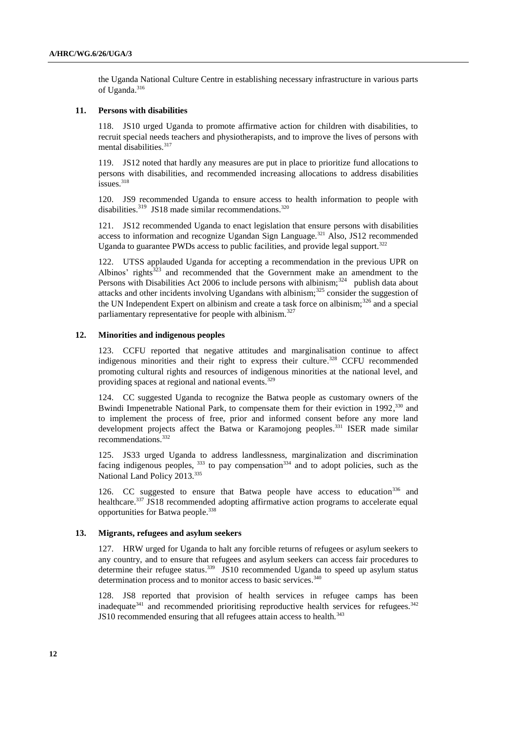the Uganda National Culture Centre in establishing necessary infrastructure in various parts of Uganda.[316]

### 11. Persons with disabilities

118. JS10 urged Uganda to promote affirmative action for children with disabilities, to recruit special needs teachers and physiotherapists, and to improve the lives of persons with mental disabilities.[317]

119. JS12 noted that hardly any measures are put in place to prioritize fund allocations to persons with disabilities, and recommended increasing allocations to address disabilities issues.[318]

120. JS9 recommended Uganda to ensure access to health information to people with disabilities.[319] JS18 made similar recommendations.[320]

121. JS12 recommended Uganda to enact legislation that ensure persons with disabilities access to information and recognize Ugandan Sign Language.[321] Also, JS12 recommended Uganda to guarantee PWDs access to public facilities, and provide legal support.[322]

122. UTSS applauded Uganda for accepting a recommendation in the previous UPR on Albinos' rights[323] and recommended that the Government make an amendment to the Persons with Disabilities Act 2006 to include persons with albinism;[324] publish data about attacks and other incidents involving Ugandans with albinism;[325] consider the suggestion of the UN Independent Expert on albinism and create a task force on albinism;[326] and a special parliamentary representative for people with albinism.[327]

### 12. Minorities and indigenous peoples

123. CCFU reported that negative attitudes and marginalisation continue to affect indigenous minorities and their right to express their culture.[328] CCFU recommended promoting cultural rights and resources of indigenous minorities at the national level, and providing spaces at regional and national events.[329]

124. CC suggested Uganda to recognize the Batwa people as customary owners of the Bwindi Impenetrable National Park, to compensate them for their eviction in 1992,[330] and to implement the process of free, prior and informed consent before any more land development projects affect the Batwa or Karamojong peoples.[331] ISER made similar recommendations.[332]

125. JS33 urged Uganda to address landlessness, marginalization and discrimination facing indigenous peoples,[333] to pay compensation[334] and to adopt policies, such as the National Land Policy 2013.[335]

126. CC suggested to ensure that Batwa people have access to education[336] and healthcare.[337] JS18 recommended adopting affirmative action programs to accelerate equal opportunities for Batwa people.[338]

### 13. Migrants, refugees and asylum seekers

127. HRW urged for Uganda to halt any forcible returns of refugees or asylum seekers to any country, and to ensure that refugees and asylum seekers can access fair procedures to determine their refugee status.[339] JS10 recommended Uganda to speed up asylum status determination process and to monitor access to basic services.[340]

128. JS8 reported that provision of health services in refugee camps has been inadequate[341] and recommended prioritising reproductive health services for refugees.[342] JS10 recommended ensuring that all refugees attain access to health.[343]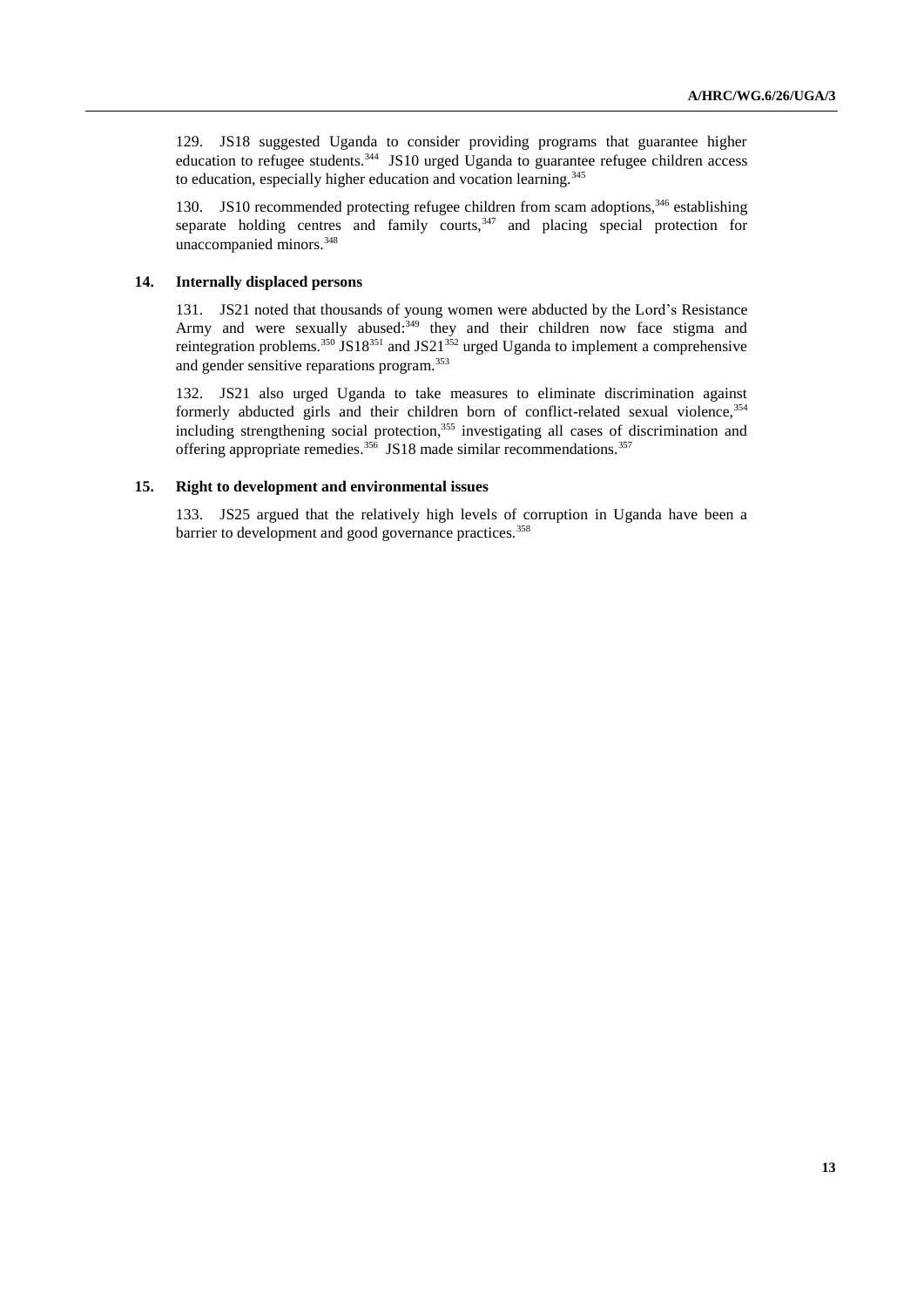129. JS18 suggested Uganda to consider providing programs that guarantee higher education to refugee students.[344] JS10 urged Uganda to guarantee refugee children access to education, especially higher education and vocation learning.[345]

130. JS10 recommended protecting refugee children from scam adoptions,[346] establishing separate holding centres and family courts,[347] and placing special protection for unaccompanied minors.[348]

### 14. Internally displaced persons

131. JS21 noted that thousands of young women were abducted by the Lord's Resistance Army and were sexually abused:[349] they and their children now face stigma and reintegration problems.[350] JS18[351] and JS21[352] urged Uganda to implement a comprehensive and gender sensitive reparations program.[353]

132. JS21 also urged Uganda to take measures to eliminate discrimination against formerly abducted girls and their children born of conflict-related sexual violence,[354] including strengthening social protection,[355] investigating all cases of discrimination and offering appropriate remedies.[356] JS18 made similar recommendations.[357]

### 15. Right to development and environmental issues

133. JS25 argued that the relatively high levels of corruption in Uganda have been a barrier to development and good governance practices.[358]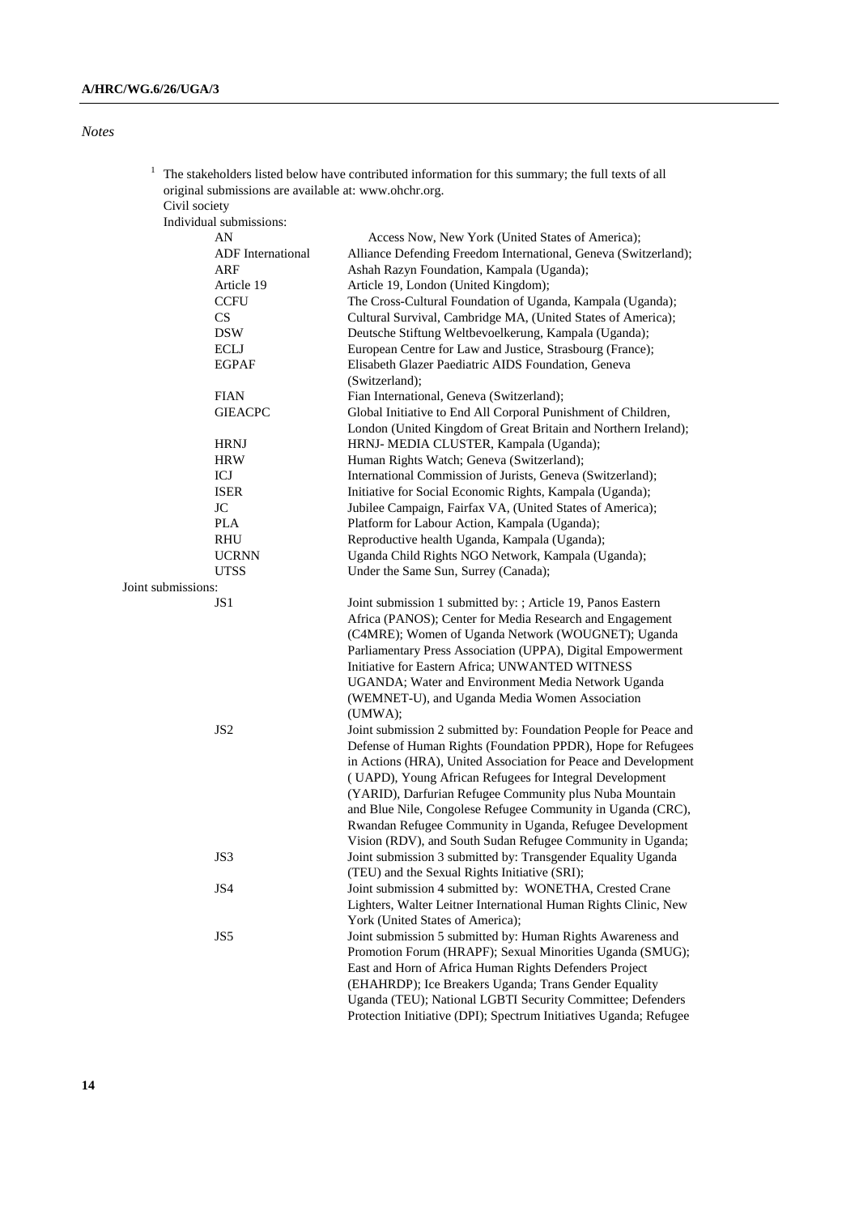*Notes*

[1] The stakeholders listed below have contributed information for this summary; the full texts of all original submissions are available at: www.ohchr.org.

Civil society

Individual submissions:

| | |
|---|---|
| AN | Access Now, New York (United States of America); |
| ADF International | Alliance Defending Freedom International, Geneva (Switzerland); |
| ARF | Ashah Razyn Foundation, Kampala (Uganda); |
| Article 19 | Article 19, London (United Kingdom); |
| CCFU | The Cross-Cultural Foundation of Uganda, Kampala (Uganda); |
| CS | Cultural Survival, Cambridge MA, (United States of America); |
| DSW | Deutsche Stiftung Weltbevoelkerung, Kampala (Uganda); |
| ECLJ | European Centre for Law and Justice, Strasbourg (France); |
| EGPAF | Elisabeth Glazer Paediatric AIDS Foundation, Geneva (Switzerland); |
| FIAN | Fian International, Geneva (Switzerland); |
| GIEACPC | Global Initiative to End All Corporal Punishment of Children, London (United Kingdom of Great Britain and Northern Ireland); |
| HRNJ | HRNJ- MEDIA CLUSTER, Kampala (Uganda); |
| HRW | Human Rights Watch; Geneva (Switzerland); |
| ICJ | International Commission of Jurists, Geneva (Switzerland); |
| ISER | Initiative for Social Economic Rights, Kampala (Uganda); |
| JC | Jubilee Campaign, Fairfax VA, (United States of America); |
| PLA | Platform for Labour Action, Kampala (Uganda); |
| RHU | Reproductive health Uganda, Kampala (Uganda); |
| UCRNN | Uganda Child Rights NGO Network, Kampala (Uganda); |
| UTSS | Under the Same Sun, Surrey (Canada); |

Joint submissions:

| | |
|---|---|
| JS1 | Joint submission 1 submitted by: ; Article 19, Panos Eastern Africa (PANOS); Center for Media Research and Engagement (C4MRE); Women of Uganda Network (WOUGNET); Uganda Parliamentary Press Association (UPPA), Digital Empowerment Initiative for Eastern Africa; UNWANTED WITNESS UGANDA; Water and Environment Media Network Uganda (WEMNET-U), and Uganda Media Women Association (UMWA); |
| JS2 | Joint submission 2 submitted by: Foundation People for Peace and Defense of Human Rights (Foundation PPDR), Hope for Refugees in Actions (HRA), United Association for Peace and Development ( UAPD), Young African Refugees for Integral Development (YARID), Darfurian Refugee Community plus Nuba Mountain and Blue Nile, Congolese Refugee Community in Uganda (CRC), Rwandan Refugee Community in Uganda, Refugee Development Vision (RDV), and South Sudan Refugee Community in Uganda; |
| JS3 | Joint submission 3 submitted by: Transgender Equality Uganda (TEU) and the Sexual Rights Initiative (SRI); |
| JS4 | Joint submission 4 submitted by: WONETHA, Crested Crane Lighters, Walter Leitner International Human Rights Clinic, New York (United States of America); |
| JS5 | Joint submission 5 submitted by: Human Rights Awareness and Promotion Forum (HRAPF); Sexual Minorities Uganda (SMUG); East and Horn of Africa Human Rights Defenders Project (EHAHRDP); Ice Breakers Uganda; Trans Gender Equality Uganda (TEU); National LGBTI Security Committee; Defenders Protection Initiative (DPI); Spectrum Initiatives Uganda; Refugee |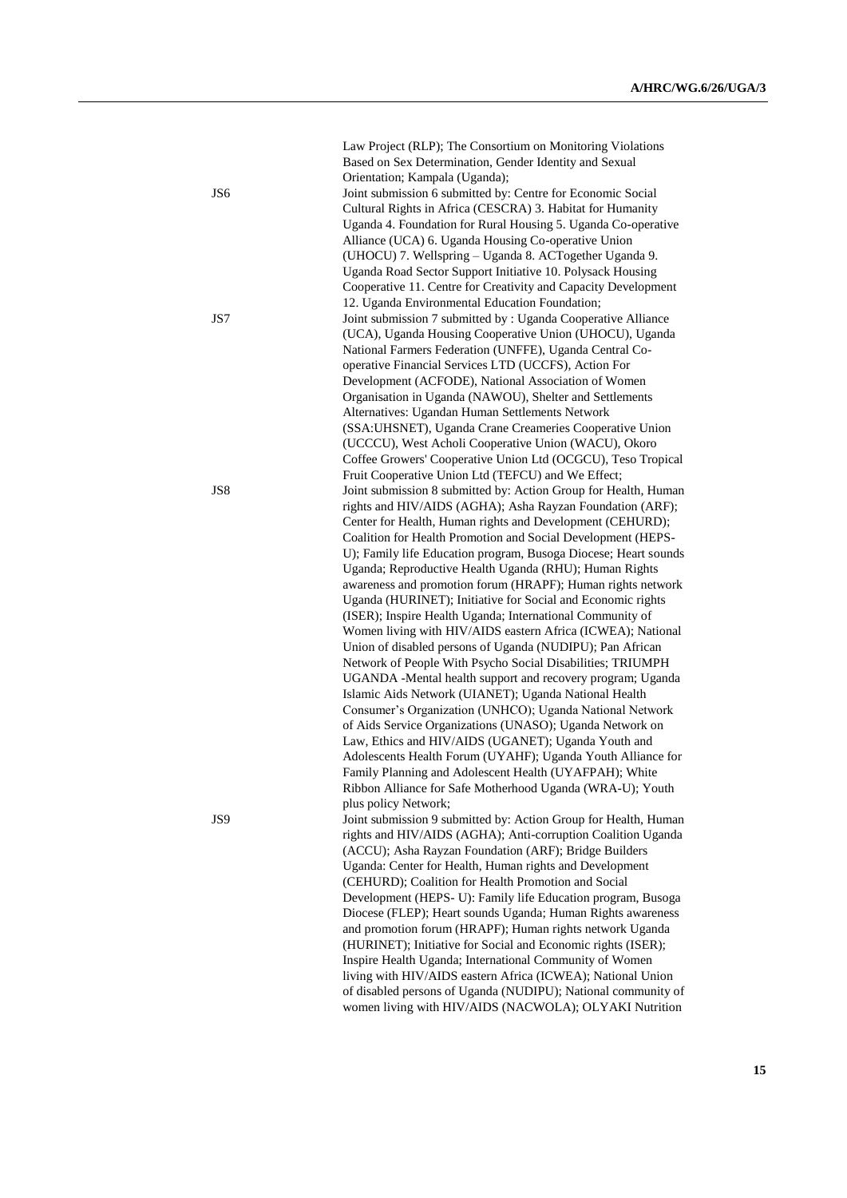| | |
|---|---|
| | Law Project (RLP); The Consortium on Monitoring Violations Based on Sex Determination, Gender Identity and Sexual Orientation; Kampala (Uganda); |
| JS6 | Joint submission 6 submitted by: Centre for Economic Social Cultural Rights in Africa (CESCRA) 3. Habitat for Humanity Uganda 4. Foundation for Rural Housing 5. Uganda Co-operative Alliance (UCA) 6. Uganda Housing Co-operative Union (UHOCU) 7. Wellspring – Uganda 8. ACTogether Uganda 9. Uganda Road Sector Support Initiative 10. Polysack Housing Cooperative 11. Centre for Creativity and Capacity Development 12. Uganda Environmental Education Foundation; |
| JS7 | Joint submission 7 submitted by : Uganda Cooperative Alliance (UCA), Uganda Housing Cooperative Union (UHOCU), Uganda National Farmers Federation (UNFFE), Uganda Central Co-operative Financial Services LTD (UCCFS), Action For Development (ACFODE), National Association of Women Organisation in Uganda (NAWOU), Shelter and Settlements Alternatives: Ugandan Human Settlements Network (SSA:UHSNET), Uganda Crane Creameries Cooperative Union (UCCCU), West Acholi Cooperative Union (WACU), Okoro Coffee Growers' Cooperative Union Ltd (OCGCU), Teso Tropical Fruit Cooperative Union Ltd (TEFCU) and We Effect; |
| JS8 | Joint submission 8 submitted by: Action Group for Health, Human rights and HIV/AIDS (AGHA); Asha Rayzan Foundation (ARF); Center for Health, Human rights and Development (CEHURD); Coalition for Health Promotion and Social Development (HEPS-U); Family life Education program, Busoga Diocese; Heart sounds Uganda; Reproductive Health Uganda (RHU); Human Rights awareness and promotion forum (HRAPF); Human rights network Uganda (HURINET); Initiative for Social and Economic rights (ISER); Inspire Health Uganda; International Community of Women living with HIV/AIDS eastern Africa (ICWEA); National Union of disabled persons of Uganda (NUDIPU); Pan African Network of People With Psycho Social Disabilities; TRIUMPH UGANDA -Mental health support and recovery program; Uganda Islamic Aids Network (UIANET); Uganda National Health Consumer's Organization (UNHCO); Uganda National Network of Aids Service Organizations (UNASO); Uganda Network on Law, Ethics and HIV/AIDS (UGANET); Uganda Youth and Adolescents Health Forum (UYAHF); Uganda Youth Alliance for Family Planning and Adolescent Health (UYAFPAH); White Ribbon Alliance for Safe Motherhood Uganda (WRA-U); Youth plus policy Network; |
| JS9 | Joint submission 9 submitted by: Action Group for Health, Human rights and HIV/AIDS (AGHA); Anti-corruption Coalition Uganda (ACCU); Asha Rayzan Foundation (ARF); Bridge Builders Uganda: Center for Health, Human rights and Development (CEHURD); Coalition for Health Promotion and Social Development (HEPS- U): Family life Education program, Busoga Diocese (FLEP); Heart sounds Uganda; Human Rights awareness and promotion forum (HRAPF); Human rights network Uganda (HURINET); Initiative for Social and Economic rights (ISER); Inspire Health Uganda; International Community of Women living with HIV/AIDS eastern Africa (ICWEA); National Union of disabled persons of Uganda (NUDIPU); National community of women living with HIV/AIDS (NACWOLA); OLYAKI Nutrition |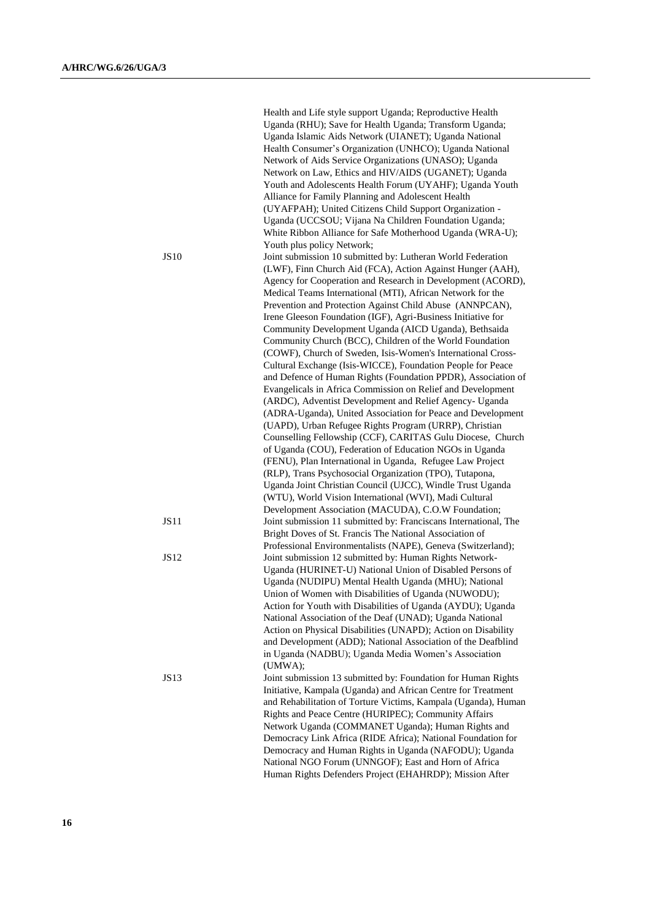Health and Life style support Uganda; Reproductive Health Uganda (RHU); Save for Health Uganda; Transform Uganda; Uganda Islamic Aids Network (UIANET); Uganda National Health Consumer's Organization (UNHCO); Uganda National Network of Aids Service Organizations (UNASO); Uganda Network on Law, Ethics and HIV/AIDS (UGANET); Uganda Youth and Adolescents Health Forum (UYAHF); Uganda Youth Alliance for Family Planning and Adolescent Health (UYAFPAH); United Citizens Child Support Organization - Uganda (UCCSOU; Vijana Na Children Foundation Uganda; White Ribbon Alliance for Safe Motherhood Uganda (WRA-U); Youth plus policy Network;

| | |
|---|---|
| JS10 | Joint submission 10 submitted by: Lutheran World Federation (LWF), Finn Church Aid (FCA), Action Against Hunger (AAH), Agency for Cooperation and Research in Development (ACORD), Medical Teams International (MTI), African Network for the Prevention and Protection Against Child Abuse (ANNPCAN), Irene Gleeson Foundation (IGF), Agri-Business Initiative for Community Development Uganda (AICD Uganda), Bethsaida Community Church (BCC), Children of the World Foundation (COWF), Church of Sweden, Isis-Women's International Cross-Cultural Exchange (Isis-WICCE), Foundation People for Peace and Defence of Human Rights (Foundation PPDR), Association of Evangelicals in Africa Commission on Relief and Development (ARDC), Adventist Development and Relief Agency- Uganda (ADRA-Uganda), United Association for Peace and Development (UAPD), Urban Refugee Rights Program (URRP), Christian Counselling Fellowship (CCF), CARITAS Gulu Diocese, Church of Uganda (COU), Federation of Education NGOs in Uganda (FENU), Plan International in Uganda, Refugee Law Project (RLP), Trans Psychosocial Organization (TPO), Tutapona, Uganda Joint Christian Council (UJCC), Windle Trust Uganda (WTU), World Vision International (WVI), Madi Cultural Development Association (MACUDA), C.O.W Foundation; |
| JS11 | Joint submission 11 submitted by: Franciscans International, The Bright Doves of St. Francis The National Association of Professional Environmentalists (NAPE), Geneva (Switzerland); |
| JS12 | Joint submission 12 submitted by: Human Rights Network-Uganda (HURINET-U) National Union of Disabled Persons of Uganda (NUDIPU) Mental Health Uganda (MHU); National Union of Women with Disabilities of Uganda (NUWODU); Action for Youth with Disabilities of Uganda (AYDU); Uganda National Association of the Deaf (UNAD); Uganda National Action on Physical Disabilities (UNAPD); Action on Disability and Development (ADD); National Association of the Deafblind in Uganda (NADBU); Uganda Media Women's Association (UMWA); |
| JS13 | Joint submission 13 submitted by: Foundation for Human Rights Initiative, Kampala (Uganda) and African Centre for Treatment and Rehabilitation of Torture Victims, Kampala (Uganda), Human Rights and Peace Centre (HURIPEC); Community Affairs Network Uganda (COMMANET Uganda); Human Rights and Democracy Link Africa (RIDE Africa); National Foundation for Democracy and Human Rights in Uganda (NAFODU); Uganda National NGO Forum (UNNGOF); East and Horn of Africa Human Rights Defenders Project (EHAHRDP); Mission After |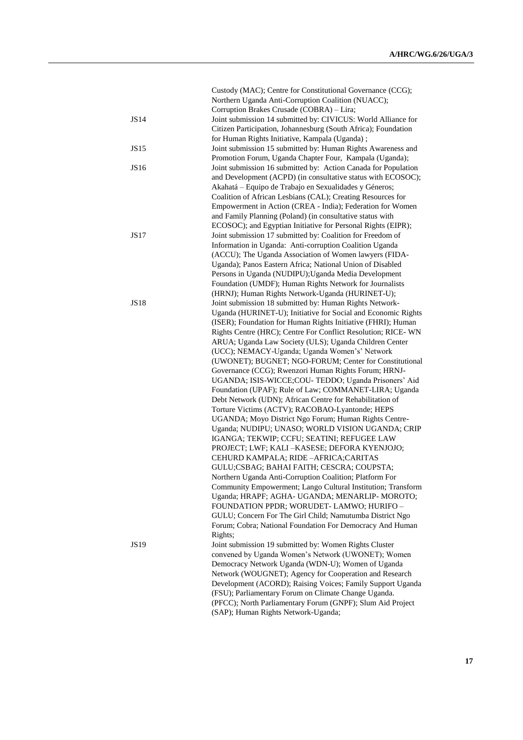| | |
|---|---|
| | Custody (MAC); Centre for Constitutional Governance (CCG); Northern Uganda Anti-Corruption Coalition (NUACC); Corruption Brakes Crusade (COBRA) – Lira; |
| JS14 | Joint submission 14 submitted by: CIVICUS: World Alliance for Citizen Participation, Johannesburg (South Africa); Foundation for Human Rights Initiative, Kampala (Uganda) ; |
| JS15 | Joint submission 15 submitted by: Human Rights Awareness and Promotion Forum, Uganda Chapter Four, Kampala (Uganda); |
| JS16 | Joint submission 16 submitted by: Action Canada for Population and Development (ACPD) (in consultative status with ECOSOC); Akahatá – Equipo de Trabajo en Sexualidades y Géneros; Coalition of African Lesbians (CAL); Creating Resources for Empowerment in Action (CREA - India); Federation for Women and Family Planning (Poland) (in consultative status with ECOSOC); and Egyptian Initiative for Personal Rights (EIPR); |
| JS17 | Joint submission 17 submitted by: Coalition for Freedom of Information in Uganda: Anti-corruption Coalition Uganda (ACCU); The Uganda Association of Women lawyers (FIDA-Uganda); Panos Eastern Africa; National Union of Disabled Persons in Uganda (NUDIPU);Uganda Media Development Foundation (UMDF); Human Rights Network for Journalists (HRNJ); Human Rights Network-Uganda (HURINET-U); |
| JS18 | Joint submission 18 submitted by: Human Rights Network-Uganda (HURINET-U); Initiative for Social and Economic Rights (ISER); Foundation for Human Rights Initiative (FHRI); Human Rights Centre (HRC); Centre For Conflict Resolution; RICE- WN ARUA; Uganda Law Society (ULS); Uganda Children Center (UCC); NEMACY-Uganda; Uganda Women's' Network (UWONET); BUGNET; NGO-FORUM; Center for Constitutional Governance (CCG); Rwenzori Human Rights Forum; HRNJ-UGANDA; ISIS-WICCE;COU- TEDDO; Uganda Prisoners' Aid Foundation (UPAF); Rule of Law; COMMANET-LIRA; Uganda Debt Network (UDN); African Centre for Rehabilitation of Torture Victims (ACTV); RACOBAO-Lyantonde; HEPS UGANDA; Moyo District Ngo Forum; Human Rights Centre-Uganda; NUDIPU; UNASO; WORLD VISION UGANDA; CRIP IGANGA; TEKWIP; CCFU; SEATINI; REFUGEE LAW PROJECT; LWF; KALI –KASESE; DEFORA KYENJOJO; CEHURD KAMPALA; RIDE –AFRICA;CARITAS GULU;CSBAG; BAHAI FAITH; CESCRA; COUPSTA; Northern Uganda Anti-Corruption Coalition; Platform For Community Empowerment; Lango Cultural Institution; Transform Uganda; HRAPF; AGHA- UGANDA; MENARLIP- MOROTO; FOUNDATION PPDR; WORUDET- LAMWO; HURIFO – GULU; Concern For The Girl Child; Namutumba District Ngo Forum; Cobra; National Foundation For Democracy And Human Rights; |
| JS19 | Joint submission 19 submitted by: Women Rights Cluster convened by Uganda Women's Network (UWONET); Women Democracy Network Uganda (WDN-U); Women of Uganda Network (WOUGNET); Agency for Cooperation and Research Development (ACORD); Raising Voices; Family Support Uganda (FSU); Parliamentary Forum on Climate Change Uganda. (PFCC); North Parliamentary Forum (GNPF); Slum Aid Project (SAP); Human Rights Network-Uganda; |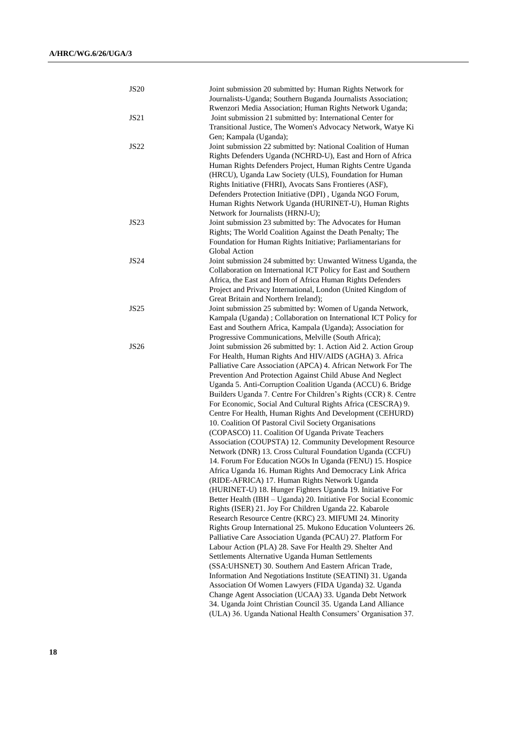| | |
|---|---|
| JS20 | Joint submission 20 submitted by: Human Rights Network for Journalists-Uganda; Southern Buganda Journalists Association; Rwenzori Media Association; Human Rights Network Uganda; |
| JS21 | Joint submission 21 submitted by: International Center for Transitional Justice, The Women's Advocacy Network, Watye Ki Gen; Kampala (Uganda); |
| JS22 | Joint submission 22 submitted by: National Coalition of Human Rights Defenders Uganda (NCHRD-U), East and Horn of Africa Human Rights Defenders Project, Human Rights Centre Uganda (HRCU), Uganda Law Society (ULS), Foundation for Human Rights Initiative (FHRI), Avocats Sans Frontieres (ASF), Defenders Protection Initiative (DPI) , Uganda NGO Forum, Human Rights Network Uganda (HURINET-U), Human Rights Network for Journalists (HRNJ-U); |
| JS23 | Joint submission 23 submitted by: The Advocates for Human Rights; The World Coalition Against the Death Penalty; The Foundation for Human Rights Initiative; Parliamentarians for Global Action |
| JS24 | Joint submission 24 submitted by: Unwanted Witness Uganda, the Collaboration on International ICT Policy for East and Southern Africa, the East and Horn of Africa Human Rights Defenders Project and Privacy International, London (United Kingdom of Great Britain and Northern Ireland); |
| JS25 | Joint submission 25 submitted by: Women of Uganda Network, Kampala (Uganda) ; Collaboration on International ICT Policy for East and Southern Africa, Kampala (Uganda); Association for Progressive Communications, Melville (South Africa); |
| JS26 | Joint submission 26 submitted by: 1. Action Aid 2. Action Group For Health, Human Rights And HIV/AIDS (AGHA) 3. Africa Palliative Care Association (APCA) 4. African Network For The Prevention And Protection Against Child Abuse And Neglect Uganda 5. Anti-Corruption Coalition Uganda (ACCU) 6. Bridge Builders Uganda 7. Centre For Children's Rights (CCR) 8. Centre For Economic, Social And Cultural Rights Africa (CESCRA) 9. Centre For Health, Human Rights And Development (CEHURD) 10. Coalition Of Pastoral Civil Society Organisations (COPASCO) 11. Coalition Of Uganda Private Teachers Association (COUPSTA) 12. Community Development Resource Network (DNR) 13. Cross Cultural Foundation Uganda (CCFU) 14. Forum For Education NGOs In Uganda (FENU) 15. Hospice Africa Uganda 16. Human Rights And Democracy Link Africa (RIDE-AFRICA) 17. Human Rights Network Uganda (HURINET-U) 18. Hunger Fighters Uganda 19. Initiative For Better Health (IBH – Uganda) 20. Initiative For Social Economic Rights (ISER) 21. Joy For Children Uganda 22. Kabarole Research Resource Centre (KRC) 23. MIFUMI 24. Minority Rights Group International 25. Mukono Education Volunteers 26. Palliative Care Association Uganda (PCAU) 27. Platform For Labour Action (PLA) 28. Save For Health 29. Shelter And Settlements Alternative Uganda Human Settlements (SSA:UHSNET) 30. Southern And Eastern African Trade, Information And Negotiations Institute (SEATINI) 31. Uganda Association Of Women Lawyers (FIDA Uganda) 32. Uganda Change Agent Association (UCAA) 33. Uganda Debt Network 34. Uganda Joint Christian Council 35. Uganda Land Alliance (ULA) 36. Uganda National Health Consumers' Organisation 37. |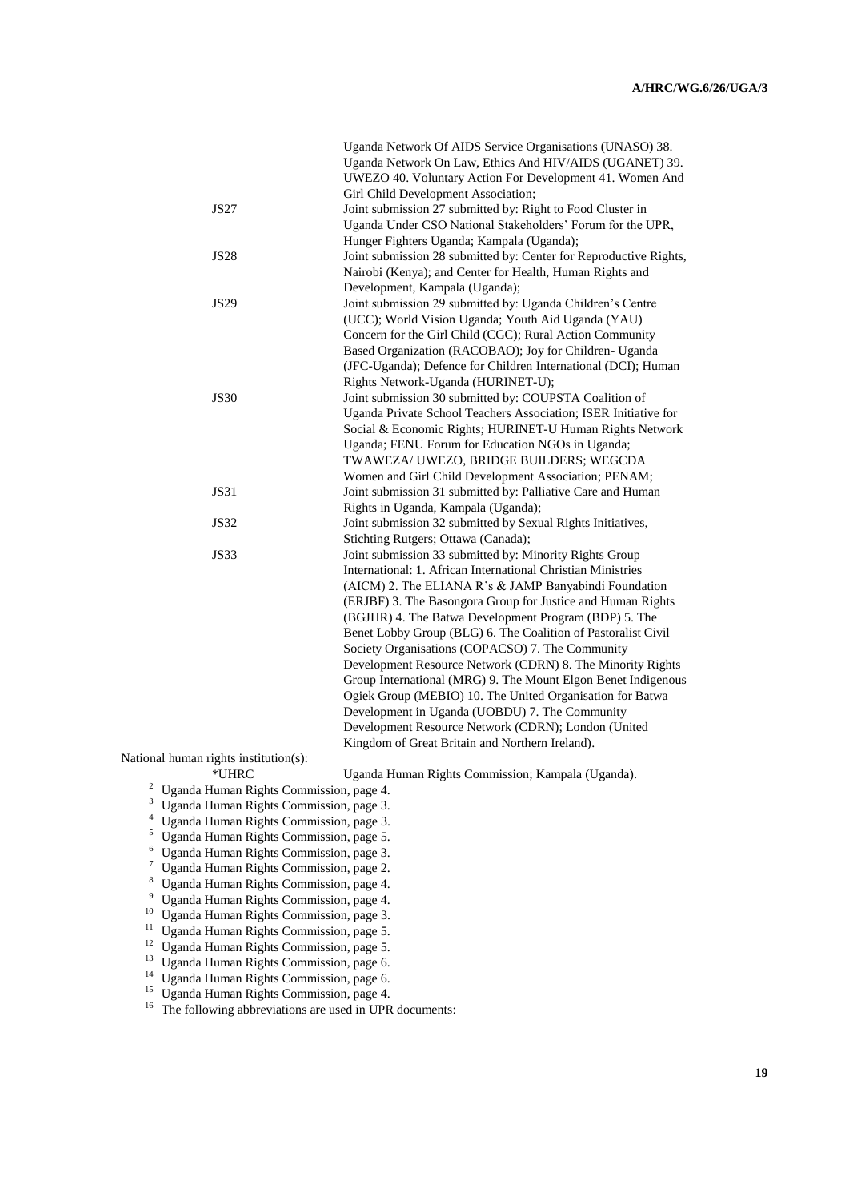| | |
|---|---|
| | Uganda Network Of AIDS Service Organisations (UNASO) 38. Uganda Network On Law, Ethics And HIV/AIDS (UGANET) 39. UWEZO 40. Voluntary Action For Development 41. Women And Girl Child Development Association; |
| JS27 | Joint submission 27 submitted by: Right to Food Cluster in Uganda Under CSO National Stakeholders' Forum for the UPR, Hunger Fighters Uganda; Kampala (Uganda); |
| JS28 | Joint submission 28 submitted by: Center for Reproductive Rights, Nairobi (Kenya); and Center for Health, Human Rights and Development, Kampala (Uganda); |
| JS29 | Joint submission 29 submitted by: Uganda Children's Centre (UCC); World Vision Uganda; Youth Aid Uganda (YAU) Concern for the Girl Child (CGC); Rural Action Community Based Organization (RACOBAO); Joy for Children- Uganda (JFC-Uganda); Defence for Children International (DCI); Human Rights Network-Uganda (HURINET-U); |
| JS30 | Joint submission 30 submitted by: COUPSTA Coalition of Uganda Private School Teachers Association; ISER Initiative for Social & Economic Rights; HURINET-U Human Rights Network Uganda; FENU Forum for Education NGOs in Uganda; TWAWEZA/ UWEZO, BRIDGE BUILDERS; WEGCDA Women and Girl Child Development Association; PENAM; |
| JS31 | Joint submission 31 submitted by: Palliative Care and Human Rights in Uganda, Kampala (Uganda); |
| JS32 | Joint submission 32 submitted by Sexual Rights Initiatives, Stichting Rutgers; Ottawa (Canada); |
| JS33 | Joint submission 33 submitted by: Minority Rights Group International: 1. African International Christian Ministries (AICM) 2. The ELIANA R's & JAMP Banyabindi Foundation (ERJBF) 3. The Basongora Group for Justice and Human Rights (BGJHR) 4. The Batwa Development Program (BDP) 5. The Benet Lobby Group (BLG) 6. The Coalition of Pastoralist Civil Society Organisations (COPACSO) 7. The Community Development Resource Network (CDRN) 8. The Minority Rights Group International (MRG) 9. The Mount Elgon Benet Indigenous Ogiek Group (MEBIO) 10. The United Organisation for Batwa Development in Uganda (UOBDU) 7. The Community Development Resource Network (CDRN); London (United Kingdom of Great Britain and Northern Ireland). |

National human rights institution(s):

| | |
|---|---|
| *UHRC | Uganda Human Rights Commission; Kampala (Uganda). |

[2] Uganda Human Rights Commission, page 4.
[3] Uganda Human Rights Commission, page 3.
[4] Uganda Human Rights Commission, page 3.
[5] Uganda Human Rights Commission, page 5.
[6] Uganda Human Rights Commission, page 3.
[7] Uganda Human Rights Commission, page 2.
[8] Uganda Human Rights Commission, page 4.
[9] Uganda Human Rights Commission, page 4.
[10] Uganda Human Rights Commission, page 3.
[11] Uganda Human Rights Commission, page 5.
[12] Uganda Human Rights Commission, page 5.
[13] Uganda Human Rights Commission, page 6.
[14] Uganda Human Rights Commission, page 6.
[15] Uganda Human Rights Commission, page 4.
[16] The following abbreviations are used in UPR documents: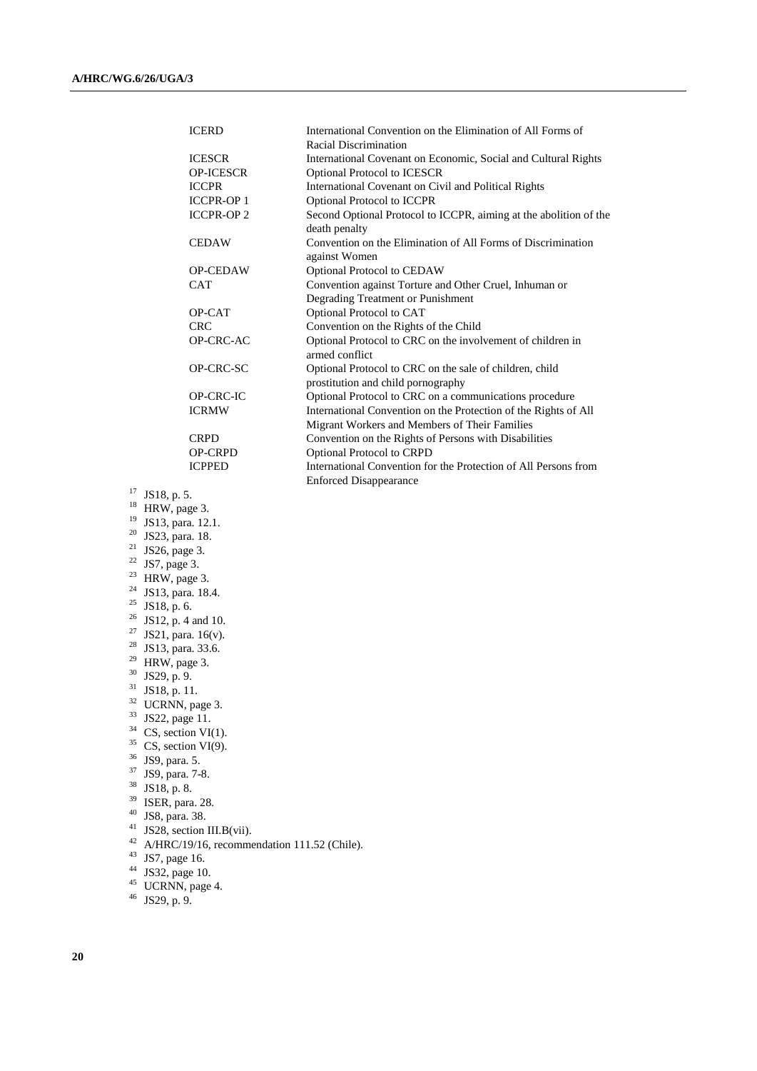| | |
|---|---|
| ICERD | International Convention on the Elimination of All Forms of Racial Discrimination |
| ICESCR | International Covenant on Economic, Social and Cultural Rights |
| OP-ICESCR | Optional Protocol to ICESCR |
| ICCPR | International Covenant on Civil and Political Rights |
| ICCPR-OP 1 | Optional Protocol to ICCPR |
| ICCPR-OP 2 | Second Optional Protocol to ICCPR, aiming at the abolition of the death penalty |
| CEDAW | Convention on the Elimination of All Forms of Discrimination against Women |
| OP-CEDAW | Optional Protocol to CEDAW |
| CAT | Convention against Torture and Other Cruel, Inhuman or Degrading Treatment or Punishment |
| OP-CAT | Optional Protocol to CAT |
| CRC | Convention on the Rights of the Child |
| OP-CRC-AC | Optional Protocol to CRC on the involvement of children in armed conflict |
| OP-CRC-SC | Optional Protocol to CRC on the sale of children, child prostitution and child pornography |
| OP-CRC-IC | Optional Protocol to CRC on a communications procedure |
| ICRMW | International Convention on the Protection of the Rights of All Migrant Workers and Members of Their Families |
| CRPD | Convention on the Rights of Persons with Disabilities |
| OP-CRPD | Optional Protocol to CRPD |
| ICPPED | International Convention for the Protection of All Persons from Enforced Disappearance |

[17] JS18, p. 5.
[18] HRW, page 3.
[19] JS13, para. 12.1.
[20] JS23, para. 18.
[21] JS26, page 3.
[22] JS7, page 3.
[23] HRW, page 3.
[24] JS13, para. 18.4.
[25] JS18, p. 6.
[26] JS12, p. 4 and 10.
[27] JS21, para. 16(v).
[28] JS13, para. 33.6.
[29] HRW, page 3.
[30] JS29, p. 9.
[31] JS18, p. 11.
[32] UCRNN, page 3.
[33] JS22, page 11.
[34] CS, section VI(1).
[35] CS, section VI(9).
[36] JS9, para. 5.
[37] JS9, para. 7-8.
[38] JS18, p. 8.
[39] ISER, para. 28.
[40] JS8, para. 38.
[41] JS28, section III.B(vii).
[42] A/HRC/19/16, recommendation 111.52 (Chile).
[43] JS7, page 16.
[44] JS32, page 10.
[45] UCRNN, page 4.
[46] JS29, p. 9.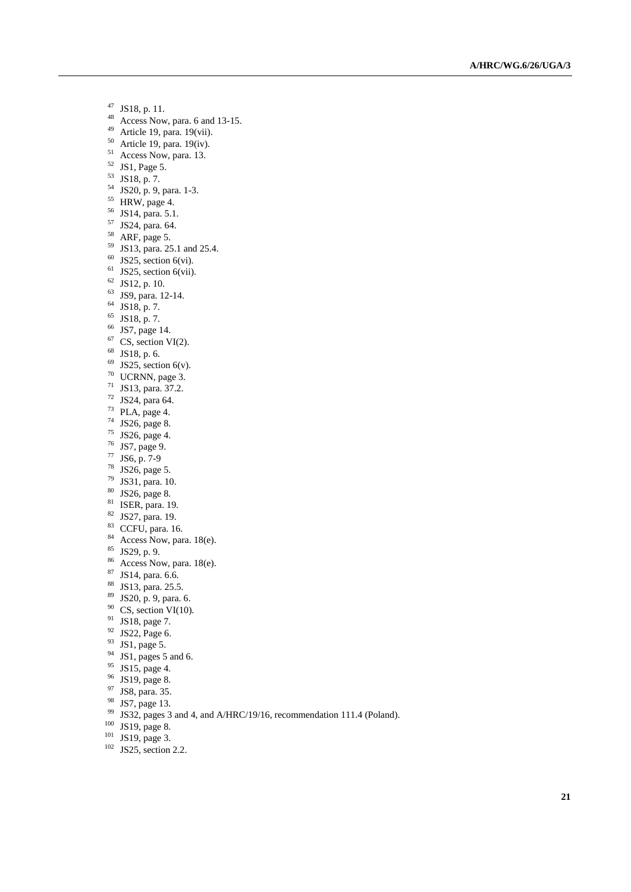[47] JS18, p. 11.
[48] Access Now, para. 6 and 13-15.
[49] Article 19, para. 19(vii).
[50] Article 19, para. 19(iv).
[51] Access Now, para. 13.
[52] JS1, Page 5.
[53] JS18, p. 7.
[54] JS20, p. 9, para. 1-3.
[55] HRW, page 4.
[56] JS14, para. 5.1.
[57] JS24, para. 64.
[58] ARF, page 5.
[59] JS13, para. 25.1 and 25.4.
[60] JS25, section 6(vi).
[61] JS25, section 6(vii).
[62] JS12, p. 10.
[63] JS9, para. 12-14.
[64] JS18, p. 7.
[65] JS18, p. 7.
[66] JS7, page 14.
[67] CS, section VI(2).
[68] JS18, p. 6.
[69] JS25, section 6(v).
[70] UCRNN, page 3.
[71] JS13, para. 37.2.
[72] JS24, para 64.
[73] PLA, page 4.
[74] JS26, page 8.
[75] JS26, page 4.
[76] JS7, page 9.
[77] JS6, p. 7-9
[78] JS26, page 5.
[79] JS31, para. 10.
[80] JS26, page 8.
[81] ISER, para. 19.
[82] JS27, para. 19.
[83] CCFU, para. 16.
[84] Access Now, para. 18(e).
[85] JS29, p. 9.
[86] Access Now, para. 18(e).
[87] JS14, para. 6.6.
[88] JS13, para. 25.5.
[89] JS20, p. 9, para. 6.
[90] CS, section VI(10).
[91] JS18, page 7.
[92] JS22, Page 6.
[93] JS1, page 5.
[94] JS1, pages 5 and 6.
[95] JS15, page 4.
[96] JS19, page 8.
[97] JS8, para. 35.
[98] JS7, page 13.
[99] JS32, pages 3 and 4, and A/HRC/19/16, recommendation 111.4 (Poland).
[100] JS19, page 8.
[101] JS19, page 3.
[102] JS25, section 2.2.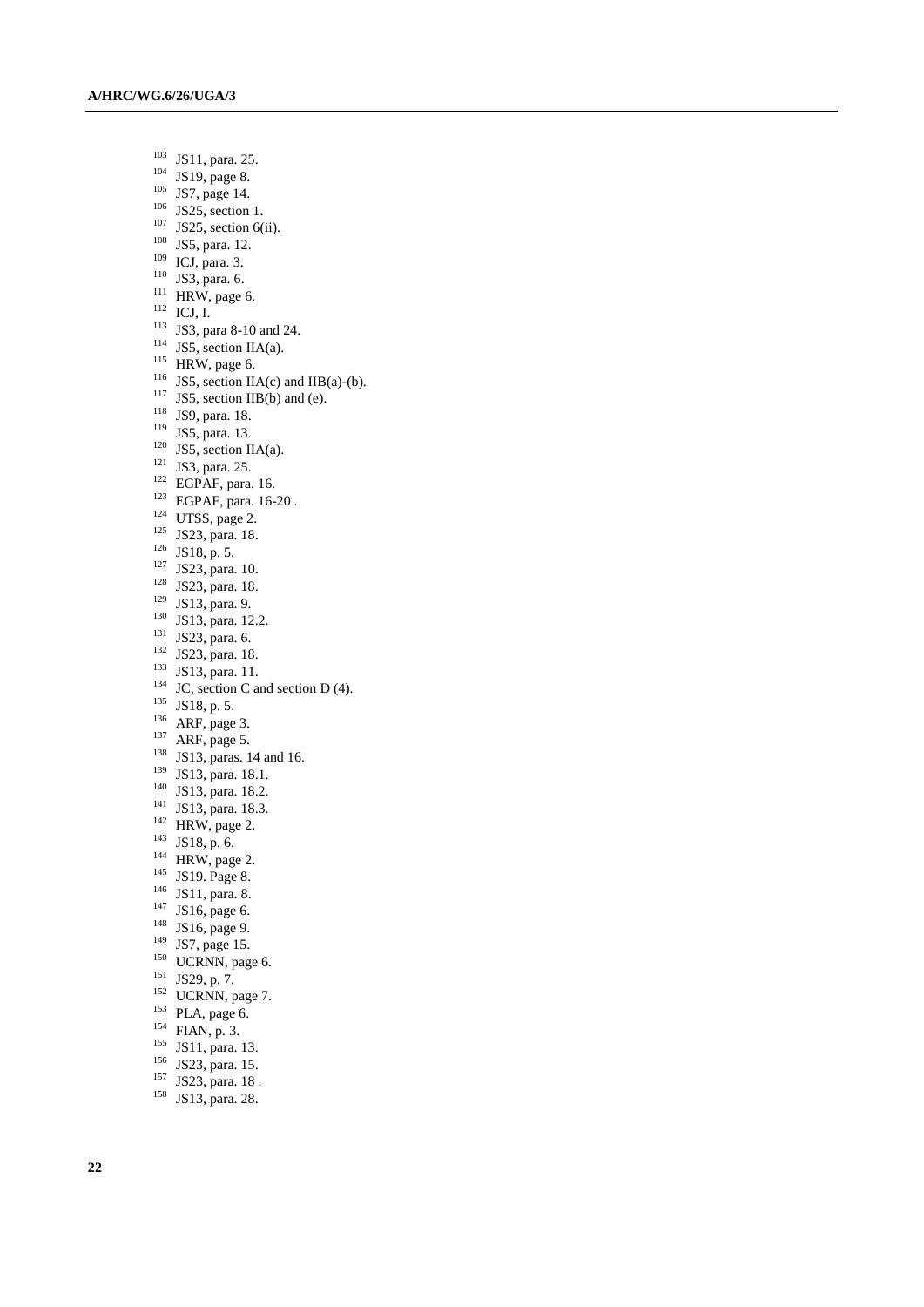[103] JS11, para. 25.
[104] JS19, page 8.
[105] JS7, page 14.
[106] JS25, section 1.
[107] JS25, section 6(ii).
[108] JS5, para. 12.
[109] ICJ, para. 3.
[110] JS3, para. 6.
[111] HRW, page 6.
[112] ICJ, I.
[113] JS3, para 8-10 and 24.
[114] JS5, section IIA(a).
[115] HRW, page 6.
[116] JS5, section IIA(c) and IIB(a)-(b).
[117] JS5, section IIB(b) and (e).
[118] JS9, para. 18.
[119] JS5, para. 13.
[120] JS5, section IIA(a).
[121] JS3, para. 25.
[122] EGPAF, para. 16.
[123] EGPAF, para. 16-20 .
[124] UTSS, page 2.
[125] JS23, para. 18.
[126] JS18, p. 5.
[127] JS23, para. 10.
[128] JS23, para. 18.
[129] JS13, para. 9.
[130] JS13, para. 12.2.
[131] JS23, para. 6.
[132] JS23, para. 18.
[133] JS13, para. 11.
[134] JC, section C and section D (4).
[135] JS18, p. 5.
[136] ARF, page 3.
[137] ARF, page 5.
[138] JS13, paras. 14 and 16.
[139] JS13, para. 18.1.
[140] JS13, para. 18.2.
[141] JS13, para. 18.3.
[142] HRW, page 2.
[143] JS18, p. 6.
[144] HRW, page 2.
[145] JS19. Page 8.
[146] JS11, para. 8.
[147] JS16, page 6.
[148] JS16, page 9.
[149] JS7, page 15.
[150] UCRNN, page 6.
[151] JS29, p. 7.
[152] UCRNN, page 7.
[153] PLA, page 6.
[154] FIAN, p. 3.
[155] JS11, para. 13.
[156] JS23, para. 15.
[157] JS23, para. 18 .
[158] JS13, para. 28.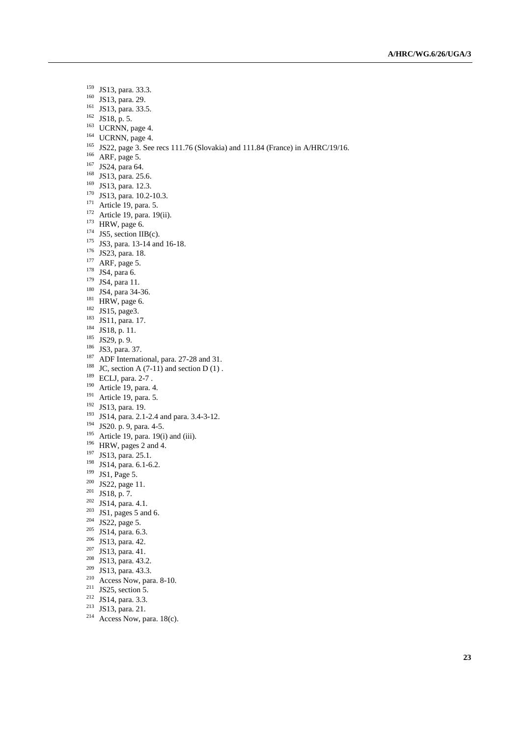[159] JS13, para. 33.3.
[160] JS13, para. 29.
[161] JS13, para. 33.5.
[162] JS18, p. 5.
[163] UCRNN, page 4.
[164] UCRNN, page 4.
[165] JS22, page 3. See recs 111.76 (Slovakia) and 111.84 (France) in A/HRC/19/16.
[166] ARF, page 5.
[167] JS24, para 64.
[168] JS13, para. 25.6.
[169] JS13, para. 12.3.
[170] JS13, para. 10.2-10.3.
[171] Article 19, para. 5.
[172] Article 19, para. 19(ii).
[173] HRW, page 6.
[174] JS5, section IIB(c).
[175] JS3, para. 13-14 and 16-18.
[176] JS23, para. 18.
[177] ARF, page 5.
[178] JS4, para 6.
[179] JS4, para 11.
[180] JS4, para 34-36.
[181] HRW, page 6.
[182] JS15, page3.
[183] JS11, para. 17.
[184] JS18, p. 11.
[185] JS29, p. 9.
[186] JS3, para. 37.
[187] ADF International, para. 27-28 and 31.
[188] JC, section A (7-11) and section D (1) .
[189] ECLJ, para. 2-7 .
[190] Article 19, para. 4.
[191] Article 19, para. 5.
[192] JS13, para. 19.
[193] JS14, para. 2.1-2.4 and para. 3.4-3-12.
[194] JS20. p. 9, para. 4-5.
[195] Article 19, para. 19(i) and (iii).
[196] HRW, pages 2 and 4.
[197] JS13, para. 25.1.
[198] JS14, para. 6.1-6.2.
[199] JS1, Page 5.
[200] JS22, page 11.
[201] JS18, p. 7.
[202] JS14, para. 4.1.
[203] JS1, pages 5 and 6.
[204] JS22, page 5.
[205] JS14, para. 6.3.
[206] JS13, para. 42.
[207] JS13, para. 41.
[208] JS13, para. 43.2.
[209] JS13, para. 43.3.
[210] Access Now, para. 8-10.
[211] JS25, section 5.
[212] JS14, para. 3.3.
[213] JS13, para. 21.
[214] Access Now, para. 18(c).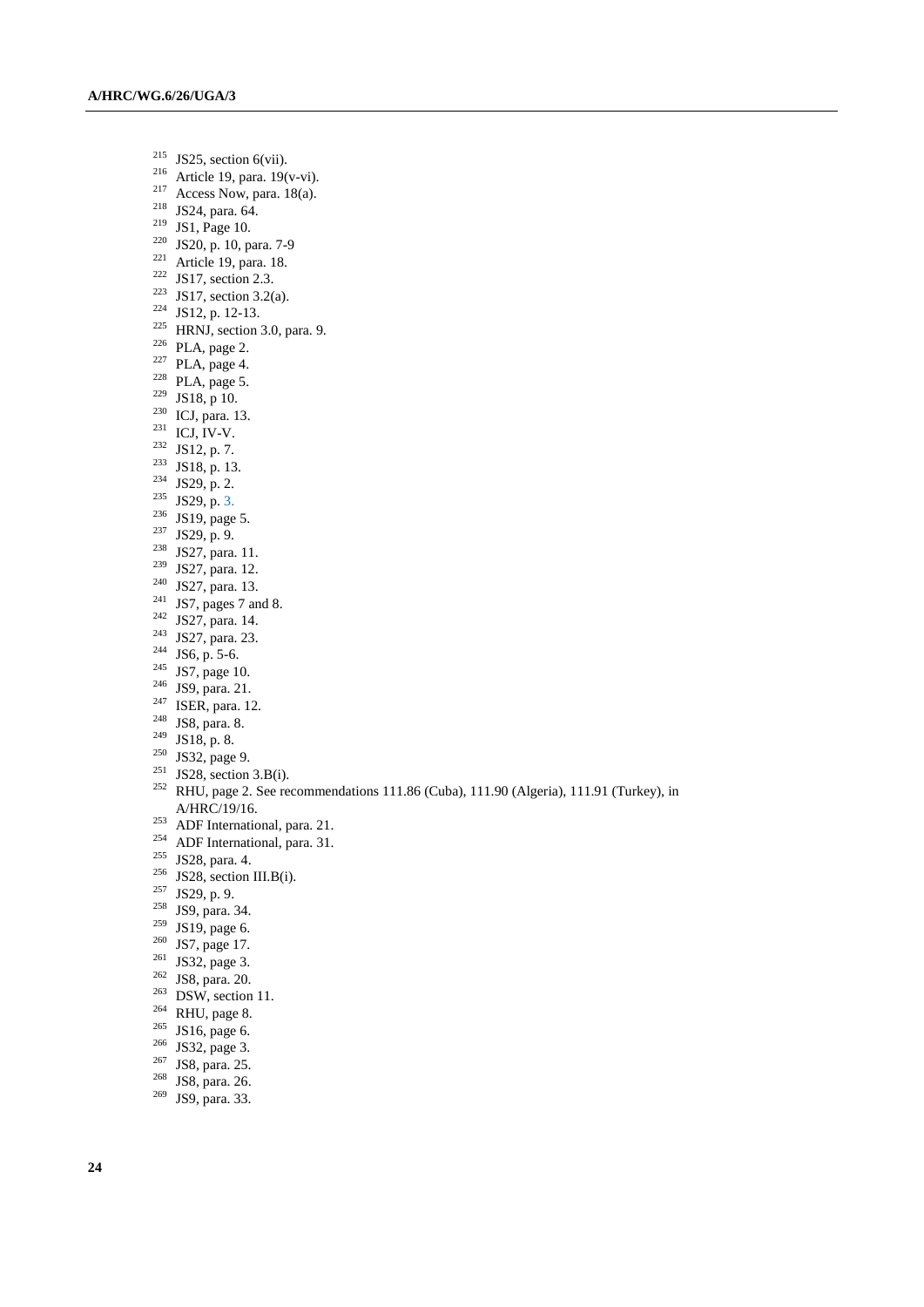[215] JS25, section 6(vii).
[216] Article 19, para. 19(v-vi).
[217] Access Now, para. 18(a).
[218] JS24, para. 64.
[219] JS1, Page 10.
[220] JS20, p. 10, para. 7-9
[221] Article 19, para. 18.
[222] JS17, section 2.3.
[223] JS17, section 3.2(a).
[224] JS12, p. 12-13.
[225] HRNJ, section 3.0, para. 9.
[226] PLA, page 2.
[227] PLA, page 4.
[228] PLA, page 5.
[229] JS18, p 10.
[230] ICJ, para. 13.
[231] ICJ, IV-V.
[232] JS12, p. 7.
[233] JS18, p. 13.
[234] JS29, p. 2.
[235] JS29, p. 3.
[236] JS19, page 5.
[237] JS29, p. 9.
[238] JS27, para. 11.
[239] JS27, para. 12.
[240] JS27, para. 13.
[241] JS7, pages 7 and 8.
[242] JS27, para. 14.
[243] JS27, para. 23.
[244] JS6, p. 5-6.
[245] JS7, page 10.
[246] JS9, para. 21.
[247] ISER, para. 12.
[248] JS8, para. 8.
[249] JS18, p. 8.
[250] JS32, page 9.
[251] JS28, section 3.B(i).
[252] RHU, page 2. See recommendations 111.86 (Cuba), 111.90 (Algeria), 111.91 (Turkey), in A/HRC/19/16.
[253] ADF International, para. 21.
[254] ADF International, para. 31.
[255] JS28, para. 4.
[256] JS28, section III.B(i).
[257] JS29, p. 9.
[258] JS9, para. 34.
[259] JS19, page 6.
[260] JS7, page 17.
[261] JS32, page 3.
[262] JS8, para. 20.
[263] DSW, section 11.
[264] RHU, page 8.
[265] JS16, page 6.
[266] JS32, page 3.
[267] JS8, para. 25.
[268] JS8, para. 26.
[269] JS9, para. 33.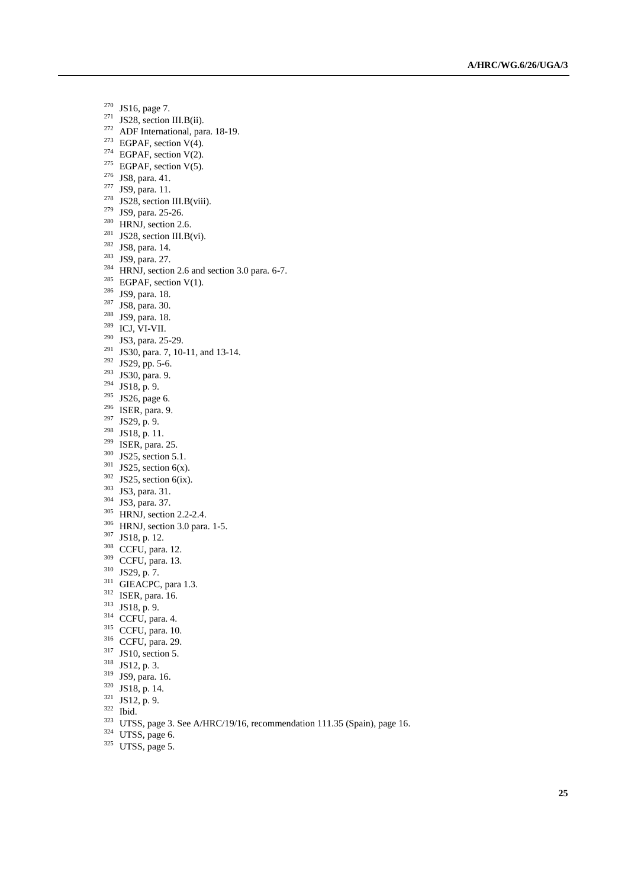[270] JS16, page 7.
[271] JS28, section III.B(ii).
[272] ADF International, para. 18-19.
[273] EGPAF, section V(4).
[274] EGPAF, section V(2).
[275] EGPAF, section V(5).
[276] JS8, para. 41.
[277] JS9, para. 11.
[278] JS28, section III.B(viii).
[279] JS9, para. 25-26.
[280] HRNJ, section 2.6.
[281] JS28, section III.B(vi).
[282] JS8, para. 14.
[283] JS9, para. 27.
[284] HRNJ, section 2.6 and section 3.0 para. 6-7.
[285] EGPAF, section V(1).
[286] JS9, para. 18.
[287] JS8, para. 30.
[288] JS9, para. 18.
[289] ICJ, VI-VII.
[290] JS3, para. 25-29.
[291] JS30, para. 7, 10-11, and 13-14.
[292] JS29, pp. 5-6.
[293] JS30, para. 9.
[294] JS18, p. 9.
[295] JS26, page 6.
[296] ISER, para. 9.
[297] JS29, p. 9.
[298] JS18, p. 11.
[299] ISER, para. 25.
[300] JS25, section 5.1.
[301] JS25, section 6(x).
[302] JS25, section 6(ix).
[303] JS3, para. 31.
[304] JS3, para. 37.
[305] HRNJ, section 2.2-2.4.
[306] HRNJ, section 3.0 para. 1-5.
[307] JS18, p. 12.
[308] CCFU, para. 12.
[309] CCFU, para. 13.
[310] JS29, p. 7.
[311] GIEACPC, para 1.3.
[312] ISER, para. 16.
[313] JS18, p. 9.
[314] CCFU, para. 4.
[315] CCFU, para. 10.
[316] CCFU, para. 29.
[317] JS10, section 5.
[318] JS12, p. 3.
[319] JS9, para. 16.
[320] JS18, p. 14.
[321] JS12, p. 9.
[322] Ibid.
[323] UTSS, page 3. See A/HRC/19/16, recommendation 111.35 (Spain), page 16.
[324] UTSS, page 6.
[325] UTSS, page 5.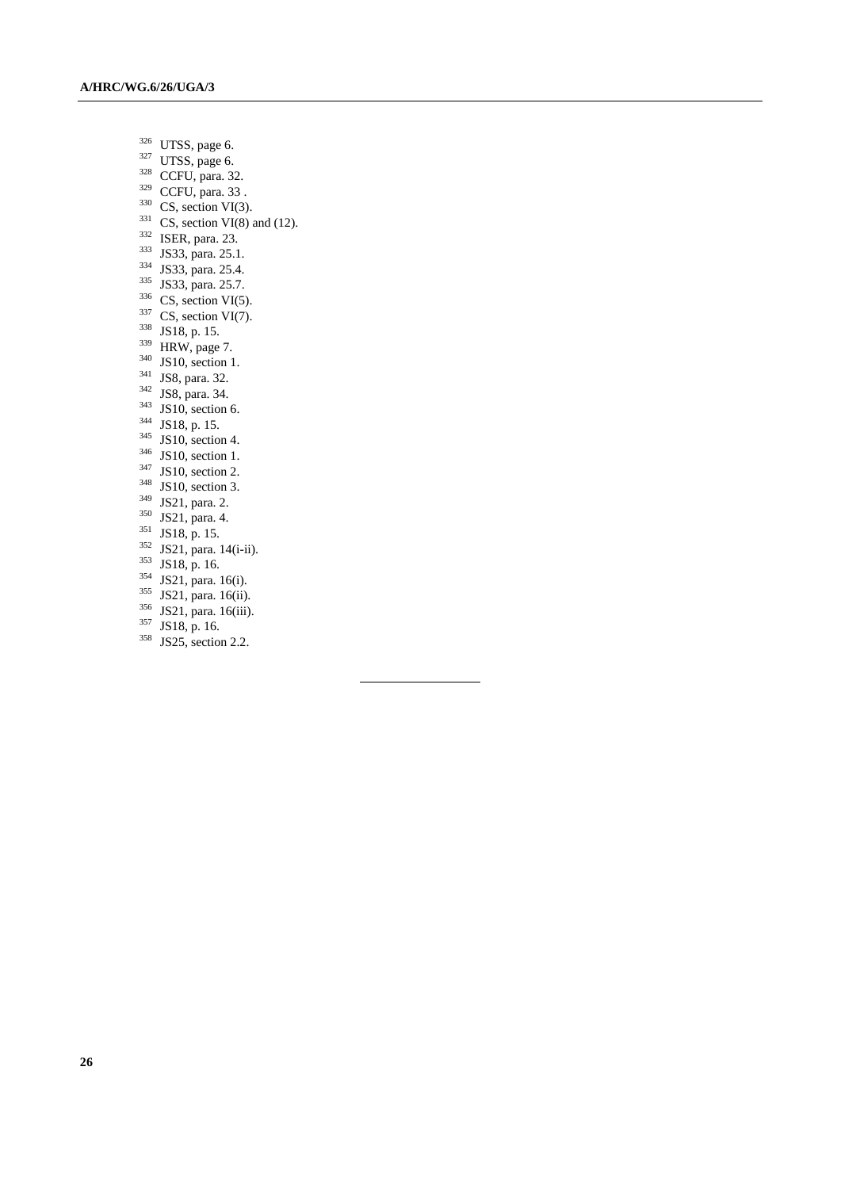[326] UTSS, page 6.
[327] UTSS, page 6.
[328] CCFU, para. 32.
[329] CCFU, para. 33 .
[330] CS, section VI(3).
[331] CS, section VI(8) and (12).
[332] ISER, para. 23.
[333] JS33, para. 25.1.
[334] JS33, para. 25.4.
[335] JS33, para. 25.7.
[336] CS, section VI(5).
[337] CS, section VI(7).
[338] JS18, p. 15.
[339] HRW, page 7.
[340] JS10, section 1.
[341] JS8, para. 32.
[342] JS8, para. 34.
[343] JS10, section 6.
[344] JS18, p. 15.
[345] JS10, section 4.
[346] JS10, section 1.
[347] JS10, section 2.
[348] JS10, section 3.
[349] JS21, para. 2.
[350] JS21, para. 4.
[351] JS18, p. 15.
[352] JS21, para. 14(i-ii).
[353] JS18, p. 16.
[354] JS21, para. 16(i).
[355] JS21, para. 16(ii).
[356] JS21, para. 16(iii).
[357] JS18, p. 16.
[358] JS25, section 2.2.